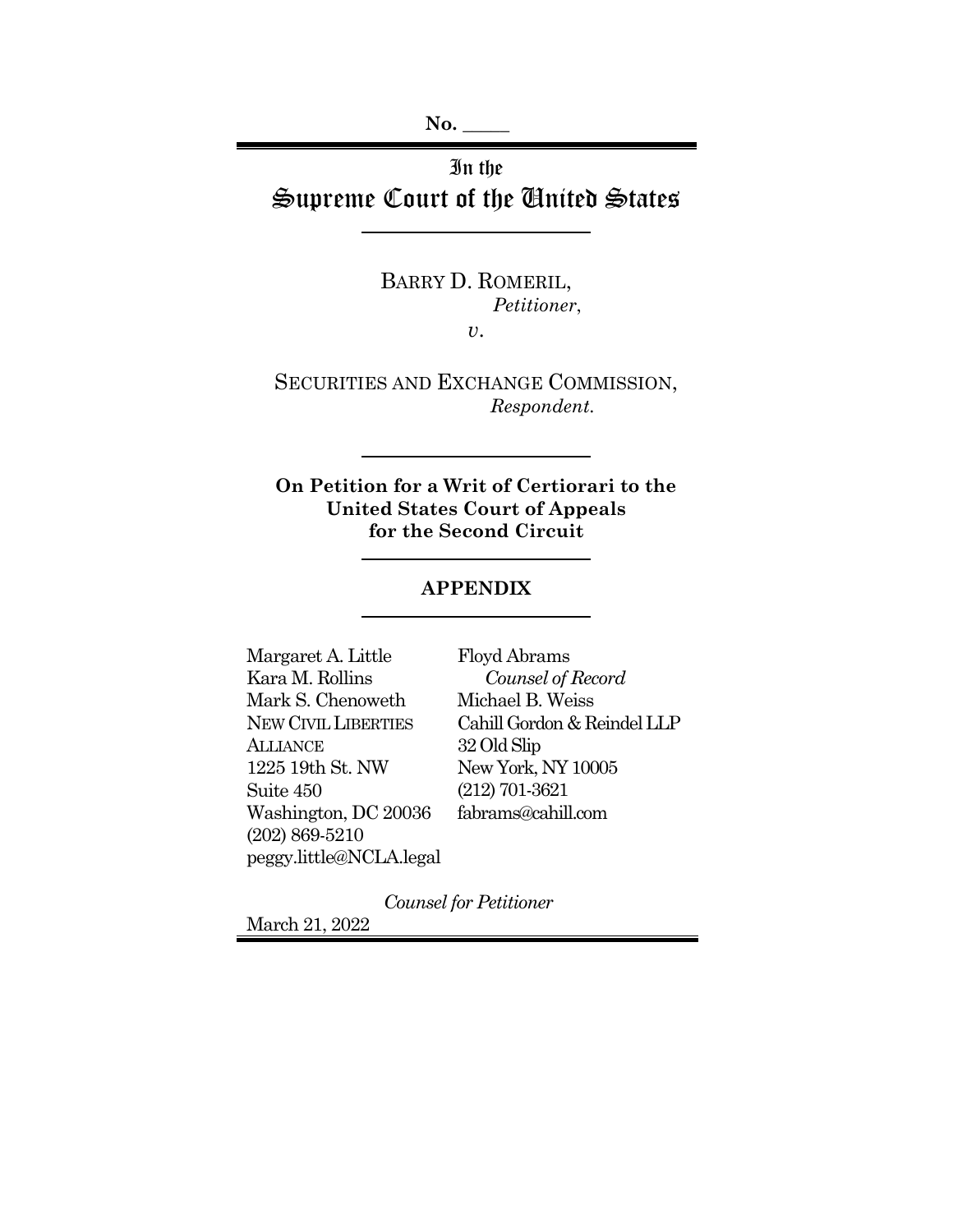No. \_\_\_\_\_

# In the Supreme Court of the United States

BARRY D. ROMERIL,
*Petitioner*,

*v*.

SECURITIES AND EXCHANGE COMMISSION,
*Respondent*.

**On Petition for a Writ of Certiorari to the United States Court of Appeals for the Second Circuit**

## APPENDIX

Margaret A. Little
Kara M. Rollins
Mark S. Chenoweth
NEW CIVIL LIBERTIES ALLIANCE
1225 19th St. NW
Suite 450
Washington, DC 20036
(202) 869-5210
peggy.little@NCLA.legal

Floyd Abrams
*Counsel of Record*
Michael B. Weiss
Cahill Gordon & Reindel LLP
32 Old Slip
New York, NY 10005
(212) 701-3621
fabrams@cahill.com

*Counsel for Petitioner*

March 21, 2022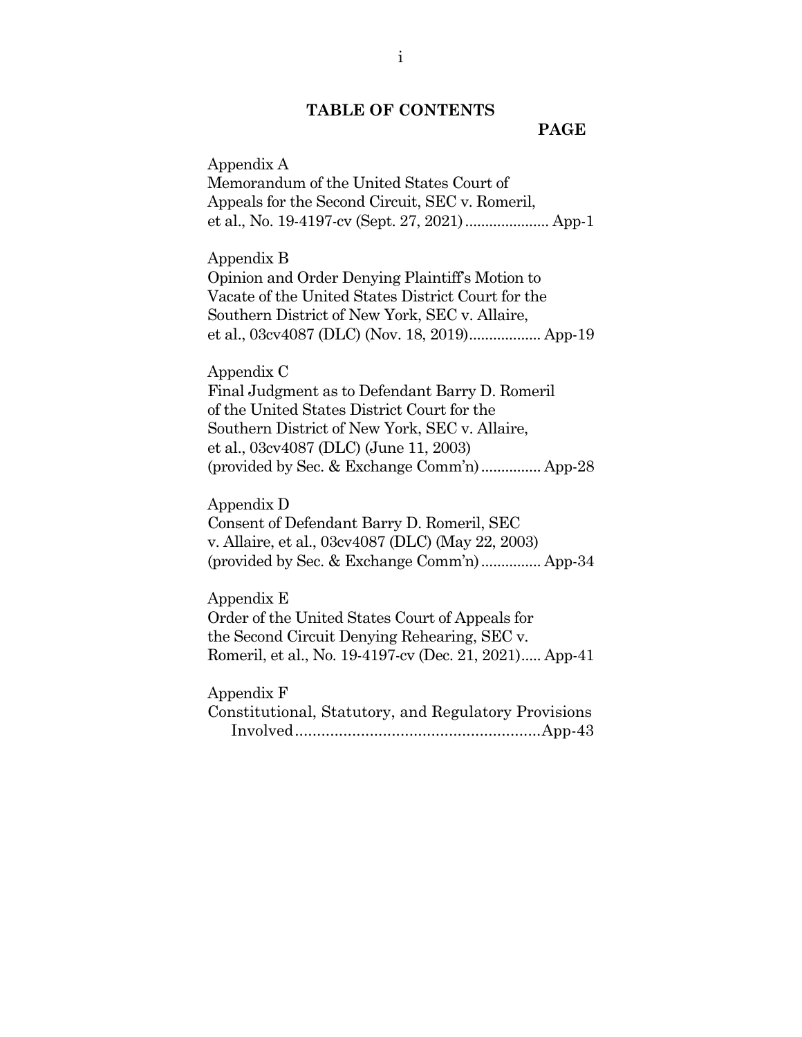## TABLE OF CONTENTS

**PAGE**

Appendix A
Memorandum of the United States Court of Appeals for the Second Circuit, SEC v. Romeril, et al., No. 19-4197-cv (Sept. 27, 2021) ..................... App-1

Appendix B
Opinion and Order Denying Plaintiff's Motion to Vacate of the United States District Court for the Southern District of New York, SEC v. Allaire, et al., 03cv4087 (DLC) (Nov. 18, 2019) .................. App-19

Appendix C
Final Judgment as to Defendant Barry D. Romeril of the United States District Court for the Southern District of New York, SEC v. Allaire, et al., 03cv4087 (DLC) (June 11, 2003) (provided by Sec. & Exchange Comm'n) ............... App-28

Appendix D
Consent of Defendant Barry D. Romeril, SEC v. Allaire, et al., 03cv4087 (DLC) (May 22, 2003) (provided by Sec. & Exchange Comm'n) ............... App-34

Appendix E
Order of the United States Court of Appeals for the Second Circuit Denying Rehearing, SEC v. Romeril, et al., No. 19-4197-cv (Dec. 21, 2021) ..... App-41

Appendix F
Constitutional, Statutory, and Regulatory Provisions Involved ........................................................ App-43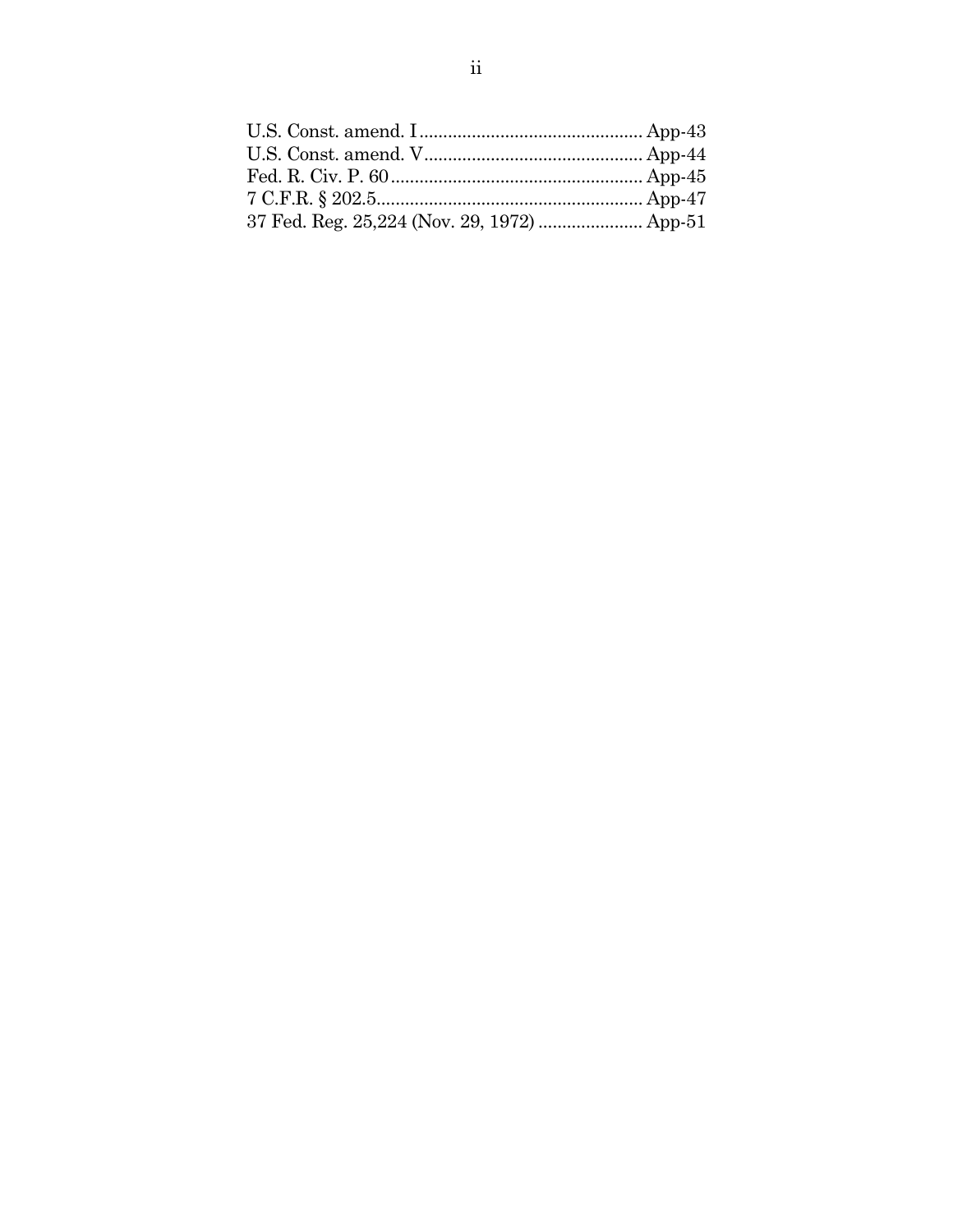U.S. Const. amend. I ............................................... App-43
U.S. Const. amend. V ............................................. App-44
Fed. R. Civ. P. 60 ..................................................... App-45
7 C.F.R. § 202.5........................................................ App-47
37 Fed. Reg. 25,224 (Nov. 29, 1972) ...................... App-51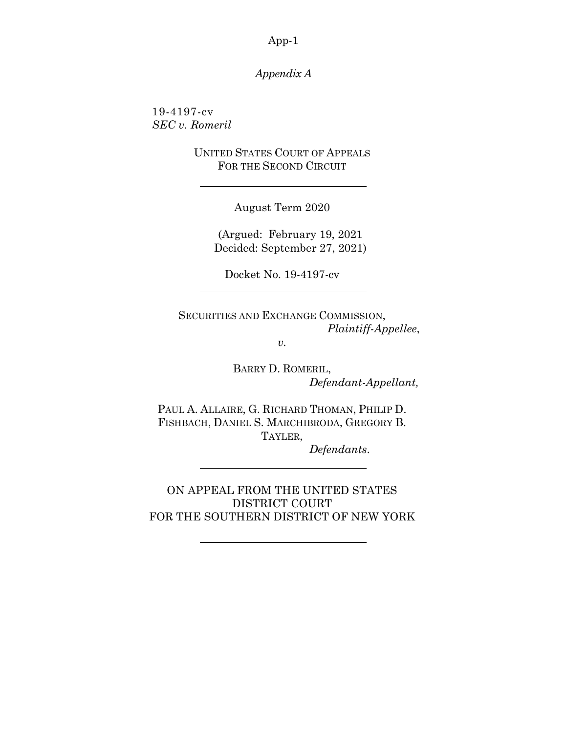*Appendix A*

19-4197-cv
*SEC v. Romeril*

UNITED STATES COURT OF APPEALS
FOR THE SECOND CIRCUIT

---

August Term 2020

(Argued: February 19, 2021
Decided: September 27, 2021)

Docket No. 19-4197-cv

---

SECURITIES AND EXCHANGE COMMISSION,
*Plaintiff-Appellee*,

*v.*

BARRY D. ROMERIL,
*Defendant-Appellant,*

PAUL A. ALLAIRE, G. RICHARD THOMAN, PHILIP D. FISHBACH, DANIEL S. MARCHIBRODA, GREGORY B. TAYLER,
*Defendants*.

---

ON APPEAL FROM THE UNITED STATES DISTRICT COURT
FOR THE SOUTHERN DISTRICT OF NEW YORK

---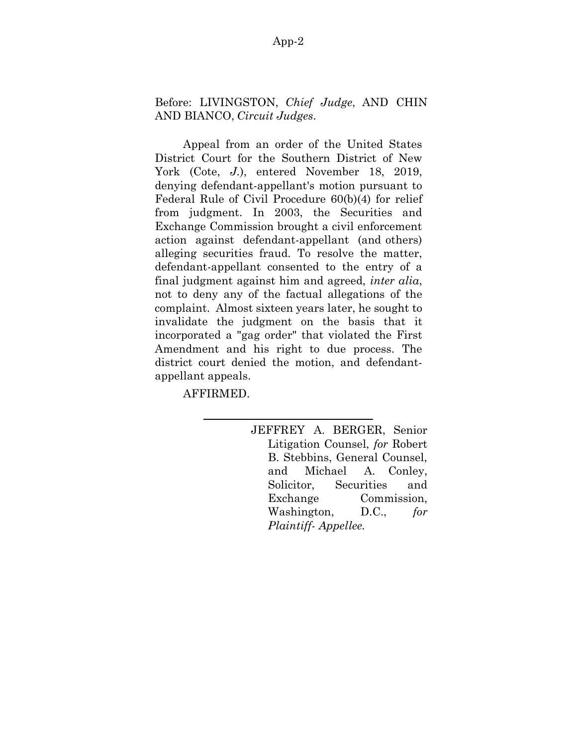Before: LIVINGSTON, *Chief Judge*, AND CHIN AND BIANCO, *Circuit Judges*.

Appeal from an order of the United States District Court for the Southern District of New York (Cote, *J.*), entered November 18, 2019, denying defendant-appellant's motion pursuant to Federal Rule of Civil Procedure 60(b)(4) for relief from judgment. In 2003, the Securities and Exchange Commission brought a civil enforcement action against defendant-appellant (and others) alleging securities fraud. To resolve the matter, defendant-appellant consented to the entry of a final judgment against him and agreed, *inter alia*, not to deny any of the factual allegations of the complaint. Almost sixteen years later, he sought to invalidate the judgment on the basis that it incorporated a "gag order" that violated the First Amendment and his right to due process. The district court denied the motion, and defendant-appellant appeals.

AFFIRMED.

---

JEFFREY A. BERGER, Senior Litigation Counsel, *for* Robert B. Stebbins, General Counsel, and Michael A. Conley, Solicitor, Securities and Exchange Commission, Washington, D.C., *for Plaintiff- Appellee.*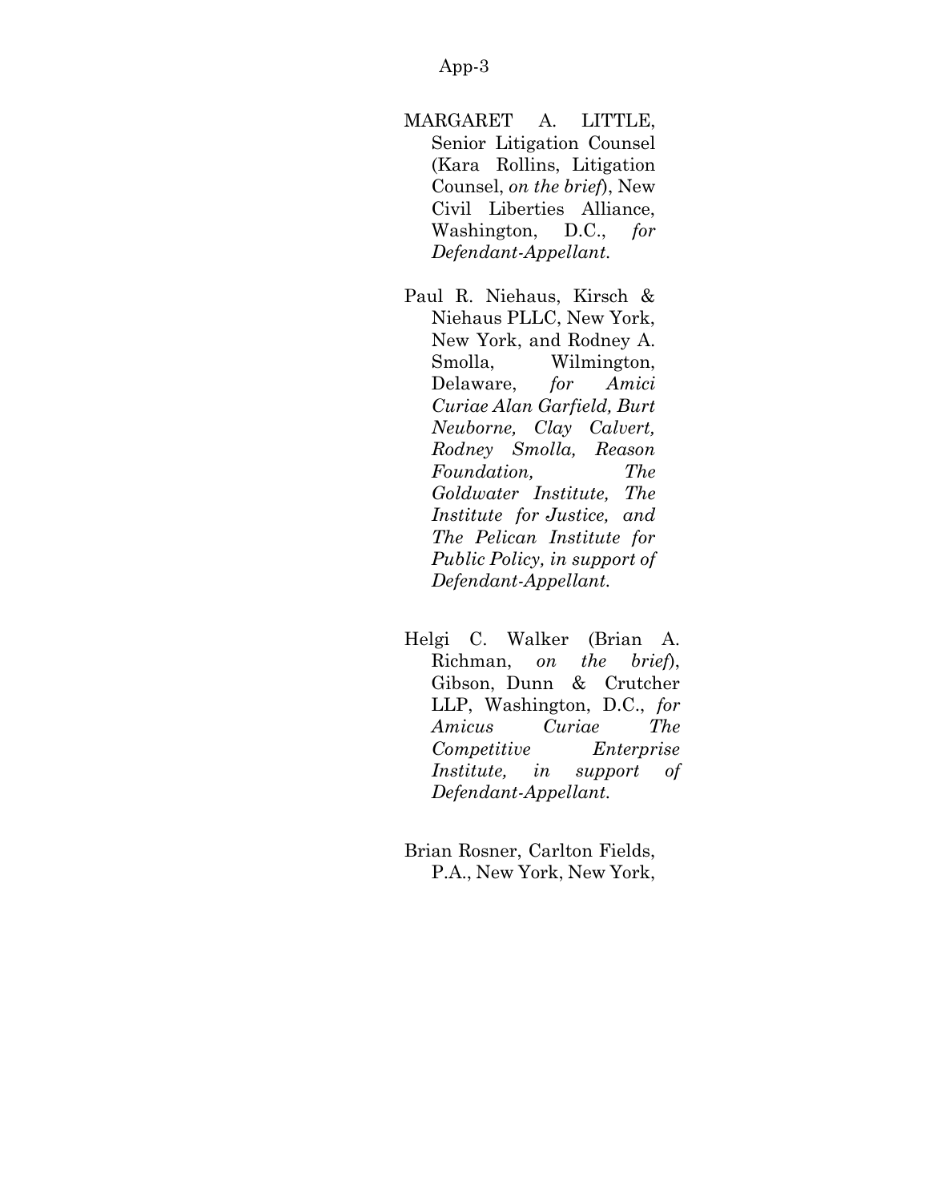MARGARET A. LITTLE, Senior Litigation Counsel (Kara Rollins, Litigation Counsel, *on the brief*), New Civil Liberties Alliance, Washington, D.C., *for Defendant-Appellant.*

Paul R. Niehaus, Kirsch & Niehaus PLLC, New York, New York, and Rodney A. Smolla, Wilmington, Delaware, *for Amici Curiae Alan Garfield, Burt Neuborne, Clay Calvert, Rodney Smolla, Reason Foundation, The Goldwater Institute, The Institute for Justice, and The Pelican Institute for Public Policy, in support of Defendant-Appellant.*

Helgi C. Walker (Brian A. Richman, *on the brief*), Gibson, Dunn & Crutcher LLP, Washington, D.C., *for Amicus Curiae The Competitive Enterprise Institute, in support of Defendant-Appellant.*

Brian Rosner, Carlton Fields, P.A., New York, New York,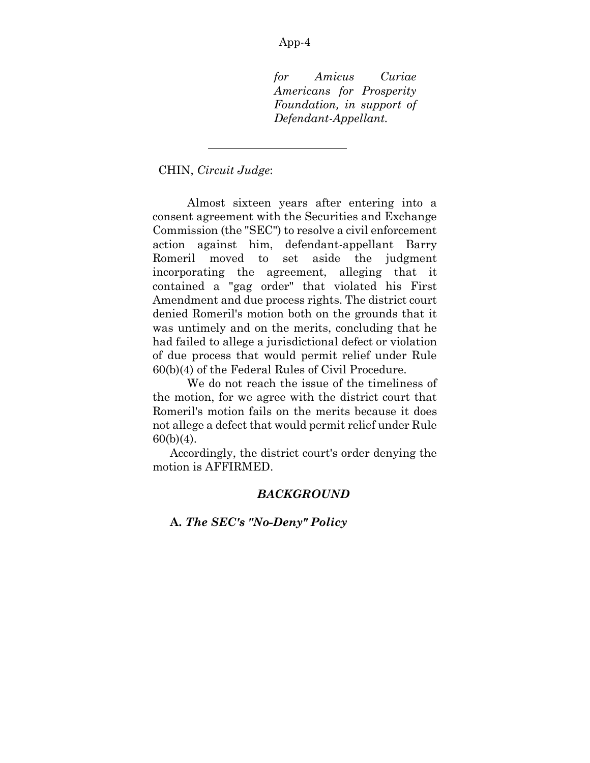*for Amicus Curiae Americans for Prosperity Foundation, in support of Defendant-Appellant.*

---

CHIN, *Circuit Judge*:

Almost sixteen years after entering into a consent agreement with the Securities and Exchange Commission (the "SEC") to resolve a civil enforcement action against him, defendant-appellant Barry Romeril moved to set aside the judgment incorporating the agreement, alleging that it contained a "gag order" that violated his First Amendment and due process rights. The district court denied Romeril's motion both on the grounds that it was untimely and on the merits, concluding that he had failed to allege a jurisdictional defect or violation of due process that would permit relief under Rule 60(b)(4) of the Federal Rules of Civil Procedure.

We do not reach the issue of the timeliness of the motion, for we agree with the district court that Romeril's motion fails on the merits because it does not allege a defect that would permit relief under Rule 60(b)(4).

Accordingly, the district court's order denying the motion is AFFIRMED.

## *BACKGROUND*

### A. *The SEC's "No-Deny" Policy*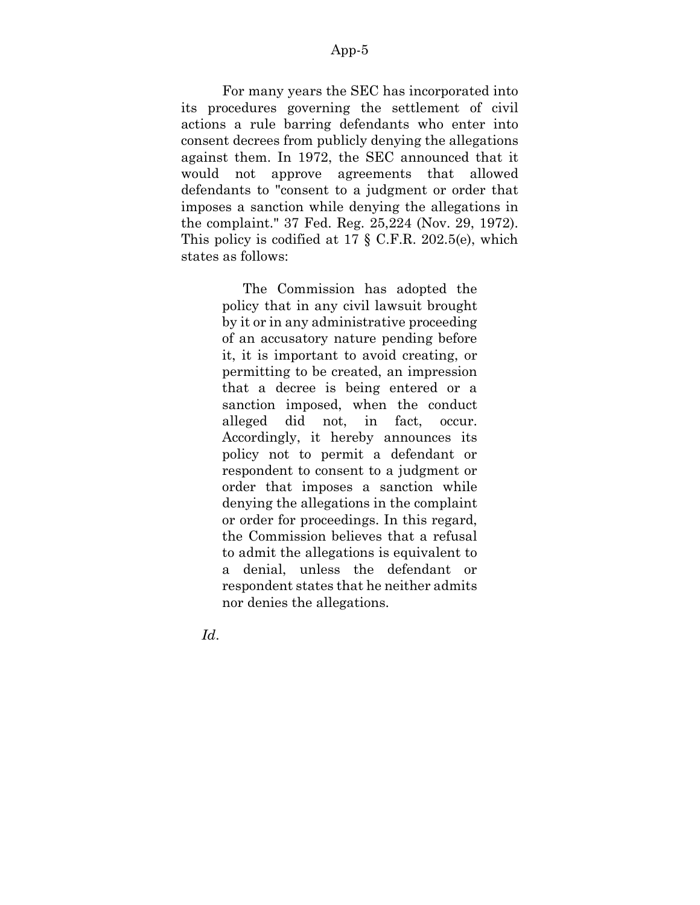For many years the SEC has incorporated into its procedures governing the settlement of civil actions a rule barring defendants who enter into consent decrees from publicly denying the allegations against them. In 1972, the SEC announced that it would not approve agreements that allowed defendants to "consent to a judgment or order that imposes a sanction while denying the allegations in the complaint." 37 Fed. Reg. 25,224 (Nov. 29, 1972). This policy is codified at 17 § C.F.R. 202.5(e), which states as follows:

> The Commission has adopted the policy that in any civil lawsuit brought by it or in any administrative proceeding of an accusatory nature pending before it, it is important to avoid creating, or permitting to be created, an impression that a decree is being entered or a sanction imposed, when the conduct alleged did not, in fact, occur. Accordingly, it hereby announces its policy not to permit a defendant or respondent to consent to a judgment or order that imposes a sanction while denying the allegations in the complaint or order for proceedings. In this regard, the Commission believes that a refusal to admit the allegations is equivalent to a denial, unless the defendant or respondent states that he neither admits nor denies the allegations.

*Id*.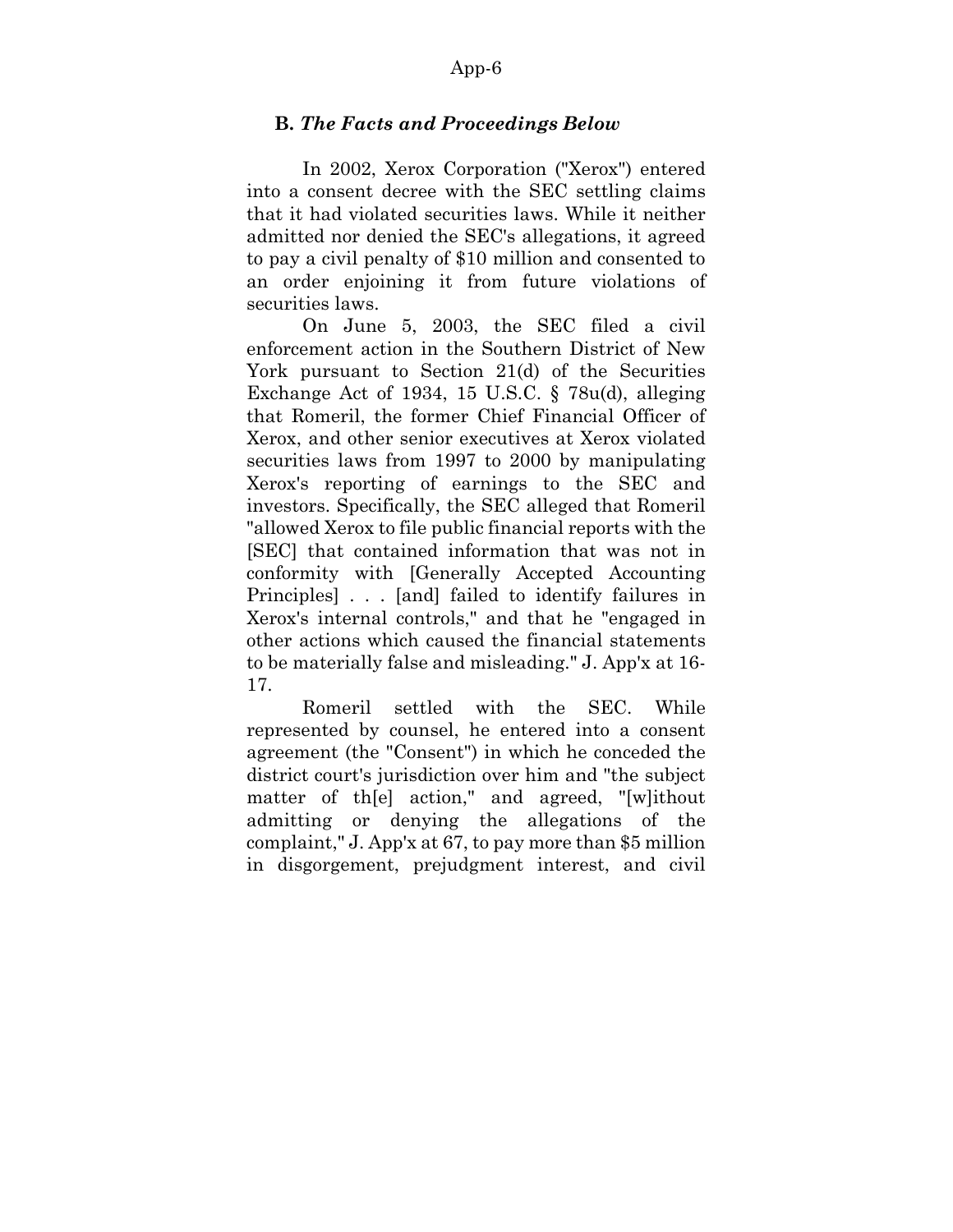### **B.** ***The Facts and Proceedings Below***

In 2002, Xerox Corporation ("Xerox") entered into a consent decree with the SEC settling claims that it had violated securities laws. While it neither admitted nor denied the SEC's allegations, it agreed to pay a civil penalty of $10 million and consented to an order enjoining it from future violations of securities laws.

On June 5, 2003, the SEC filed a civil enforcement action in the Southern District of New York pursuant to Section 21(d) of the Securities Exchange Act of 1934, 15 U.S.C. § 78u(d), alleging that Romeril, the former Chief Financial Officer of Xerox, and other senior executives at Xerox violated securities laws from 1997 to 2000 by manipulating Xerox's reporting of earnings to the SEC and investors. Specifically, the SEC alleged that Romeril "allowed Xerox to file public financial reports with the [SEC] that contained information that was not in conformity with [Generally Accepted Accounting Principles] . . . [and] failed to identify failures in Xerox's internal controls," and that he "engaged in other actions which caused the financial statements to be materially false and misleading." J. App'x at 16-17.

Romeril settled with the SEC. While represented by counsel, he entered into a consent agreement (the "Consent") in which he conceded the district court's jurisdiction over him and "the subject matter of th[e] action," and agreed, "[w]ithout admitting or denying the allegations of the complaint," J. App'x at 67, to pay more than $5 million in disgorgement, prejudgment interest, and civil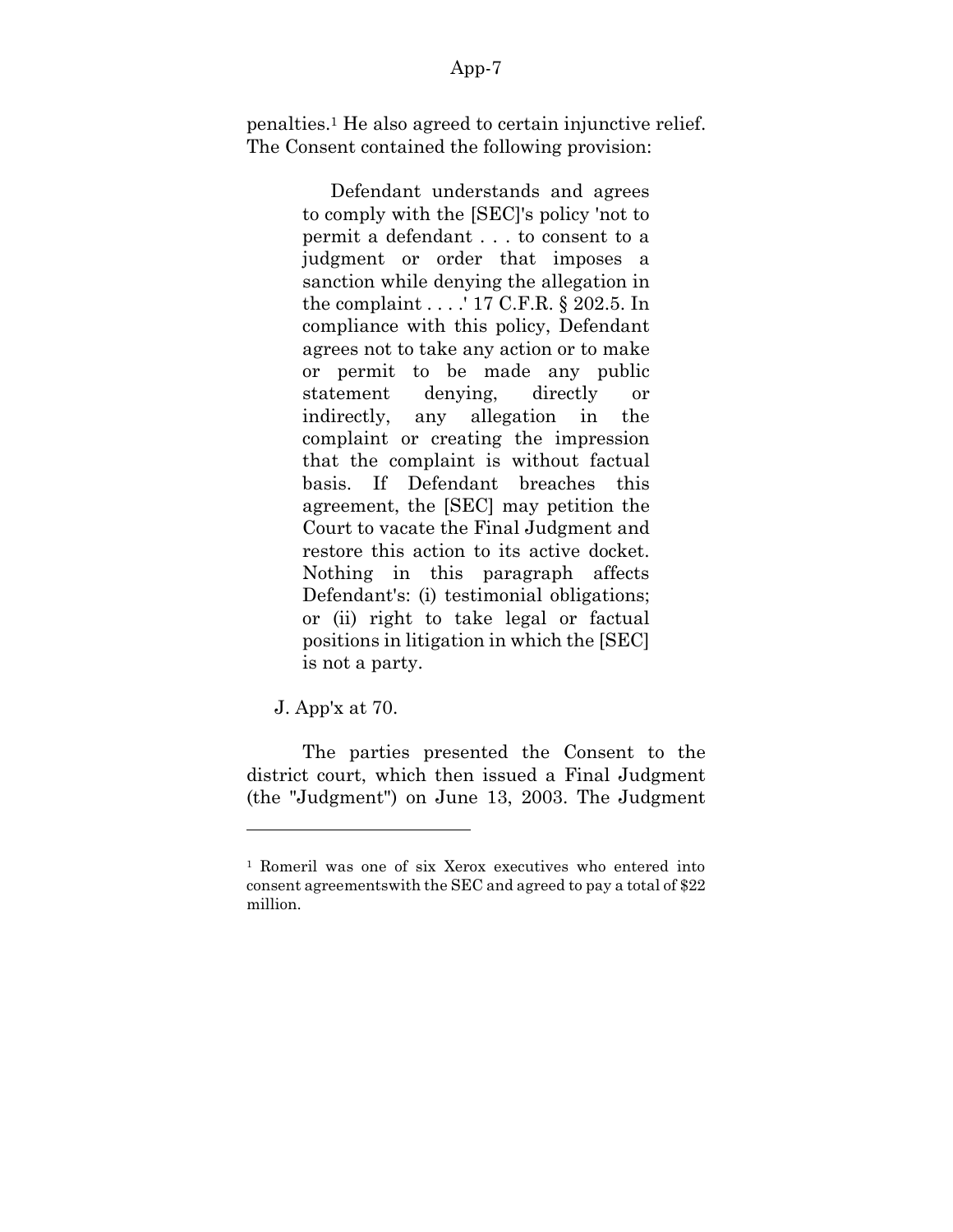penalties.[1] He also agreed to certain injunctive relief. The Consent contained the following provision:

> Defendant understands and agrees to comply with the [SEC]'s policy 'not to permit a defendant . . . to consent to a judgment or order that imposes a sanction while denying the allegation in the complaint . . . .' 17 C.F.R. § 202.5. In compliance with this policy, Defendant agrees not to take any action or to make or permit to be made any public statement denying, directly or indirectly, any allegation in the complaint or creating the impression that the complaint is without factual basis. If Defendant breaches this agreement, the [SEC] may petition the Court to vacate the Final Judgment and restore this action to its active docket. Nothing in this paragraph affects Defendant's: (i) testimonial obligations; or (ii) right to take legal or factual positions in litigation in which the [SEC] is not a party.

J. App'x at 70.

The parties presented the Consent to the district court, which then issued a Final Judgment (the "Judgment") on June 13, 2003. The Judgment

---

[1] Romeril was one of six Xerox executives who entered into consent agreementswith the SEC and agreed to pay a total of $22 million.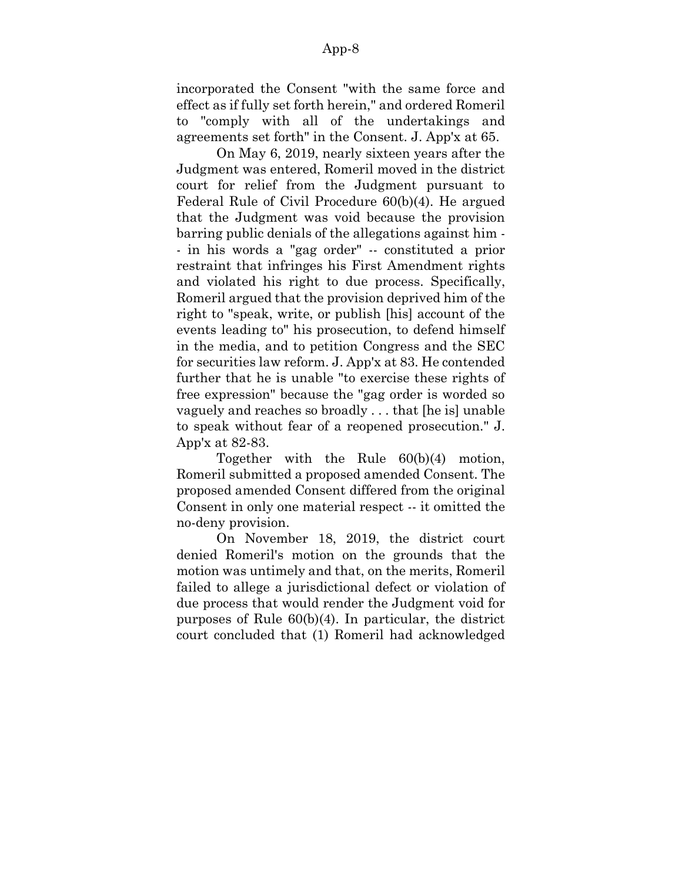incorporated the Consent "with the same force and effect as if fully set forth herein," and ordered Romeril to "comply with all of the undertakings and agreements set forth" in the Consent. J. App'x at 65.

On May 6, 2019, nearly sixteen years after the Judgment was entered, Romeril moved in the district court for relief from the Judgment pursuant to Federal Rule of Civil Procedure 60(b)(4). He argued that the Judgment was void because the provision barring public denials of the allegations against him -- in his words a "gag order" -- constituted a prior restraint that infringes his First Amendment rights and violated his right to due process. Specifically, Romeril argued that the provision deprived him of the right to "speak, write, or publish [his] account of the events leading to" his prosecution, to defend himself in the media, and to petition Congress and the SEC for securities law reform. J. App'x at 83. He contended further that he is unable "to exercise these rights of free expression" because the "gag order is worded so vaguely and reaches so broadly . . . that [he is] unable to speak without fear of a reopened prosecution." J. App'x at 82-83.

Together with the Rule 60(b)(4) motion, Romeril submitted a proposed amended Consent. The proposed amended Consent differed from the original Consent in only one material respect -- it omitted the no-deny provision.

On November 18, 2019, the district court denied Romeril's motion on the grounds that the motion was untimely and that, on the merits, Romeril failed to allege a jurisdictional defect or violation of due process that would render the Judgment void for purposes of Rule 60(b)(4). In particular, the district court concluded that (1) Romeril had acknowledged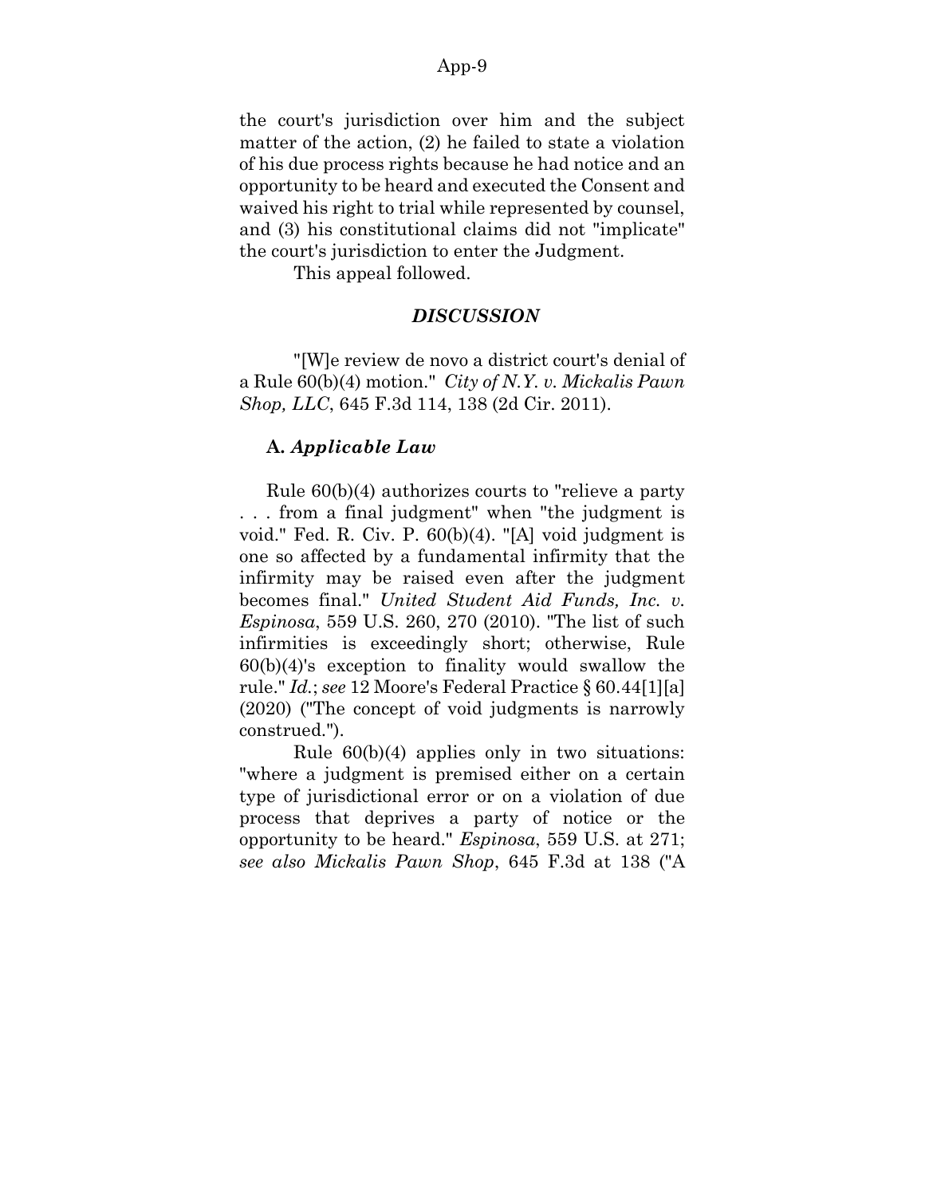the court's jurisdiction over him and the subject matter of the action, (2) he failed to state a violation of his due process rights because he had notice and an opportunity to be heard and executed the Consent and waived his right to trial while represented by counsel, and (3) his constitutional claims did not "implicate" the court's jurisdiction to enter the Judgment.

This appeal followed.

## *DISCUSSION*

"[W]e review de novo a district court's denial of a Rule 60(b)(4) motion." *City of N.Y. v. Mickalis Pawn Shop, LLC*, 645 F.3d 114, 138 (2d Cir. 2011).

### A. *Applicable Law*

Rule 60(b)(4) authorizes courts to "relieve a party . . . from a final judgment" when "the judgment is void." Fed. R. Civ. P. 60(b)(4). "[A] void judgment is one so affected by a fundamental infirmity that the infirmity may be raised even after the judgment becomes final." *United Student Aid Funds, Inc. v. Espinosa*, 559 U.S. 260, 270 (2010). "The list of such infirmities is exceedingly short; otherwise, Rule 60(b)(4)'s exception to finality would swallow the rule." *Id.*; *see* 12 Moore's Federal Practice § 60.44[1][a] (2020) ("The concept of void judgments is narrowly construed.").

Rule 60(b)(4) applies only in two situations: "where a judgment is premised either on a certain type of jurisdictional error or on a violation of due process that deprives a party of notice or the opportunity to be heard." *Espinosa*, 559 U.S. at 271; *see also Mickalis Pawn Shop*, 645 F.3d at 138 ("A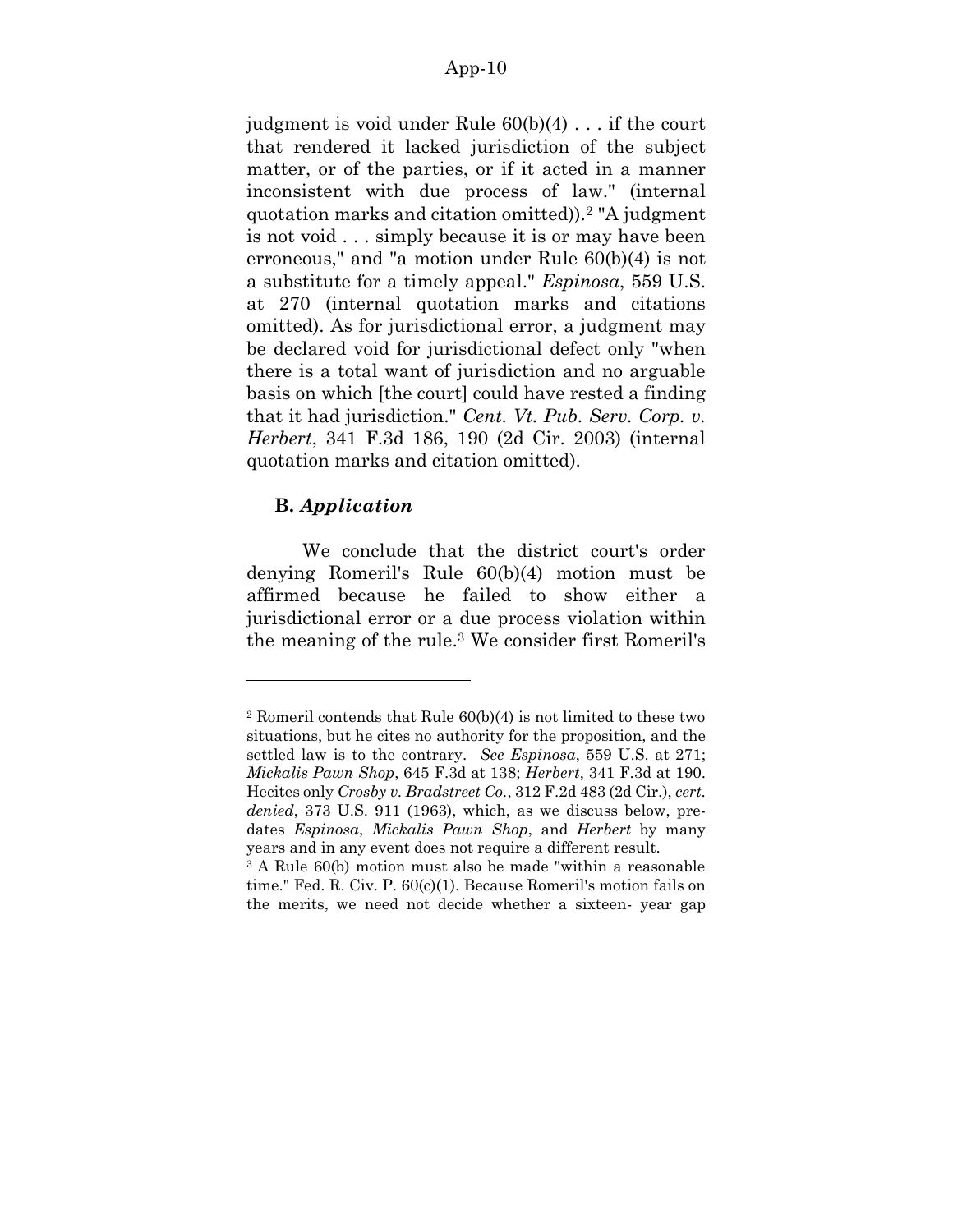judgment is void under Rule 60(b)(4) . . . if the court that rendered it lacked jurisdiction of the subject matter, or of the parties, or if it acted in a manner inconsistent with due process of law." (internal quotation marks and citation omitted)).[2] "A judgment is not void . . . simply because it is or may have been erroneous," and "a motion under Rule 60(b)(4) is not a substitute for a timely appeal." *Espinosa*, 559 U.S. at 270 (internal quotation marks and citations omitted). As for jurisdictional error, a judgment may be declared void for jurisdictional defect only "when there is a total want of jurisdiction and no arguable basis on which [the court] could have rested a finding that it had jurisdiction." *Cent. Vt. Pub. Serv. Corp. v. Herbert*, 341 F.3d 186, 190 (2d Cir. 2003) (internal quotation marks and citation omitted).

### B. *Application*

We conclude that the district court's order denying Romeril's Rule 60(b)(4) motion must be affirmed because he failed to show either a jurisdictional error or a due process violation within the meaning of the rule.[3] We consider first Romeril's

---

[2] Romeril contends that Rule 60(b)(4) is not limited to these two situations, but he cites no authority for the proposition, and the settled law is to the contrary. *See Espinosa*, 559 U.S. at 271; *Mickalis Pawn Shop*, 645 F.3d at 138; *Herbert*, 341 F.3d at 190. Hecites only *Crosby v. Bradstreet Co.*, 312 F.2d 483 (2d Cir.), *cert. denied*, 373 U.S. 911 (1963), which, as we discuss below, predates *Espinosa*, *Mickalis Pawn Shop*, and *Herbert* by many years and in any event does not require a different result.

[3] A Rule 60(b) motion must also be made "within a reasonable time." Fed. R. Civ. P. 60(c)(1). Because Romeril's motion fails on the merits, we need not decide whether a sixteen- year gap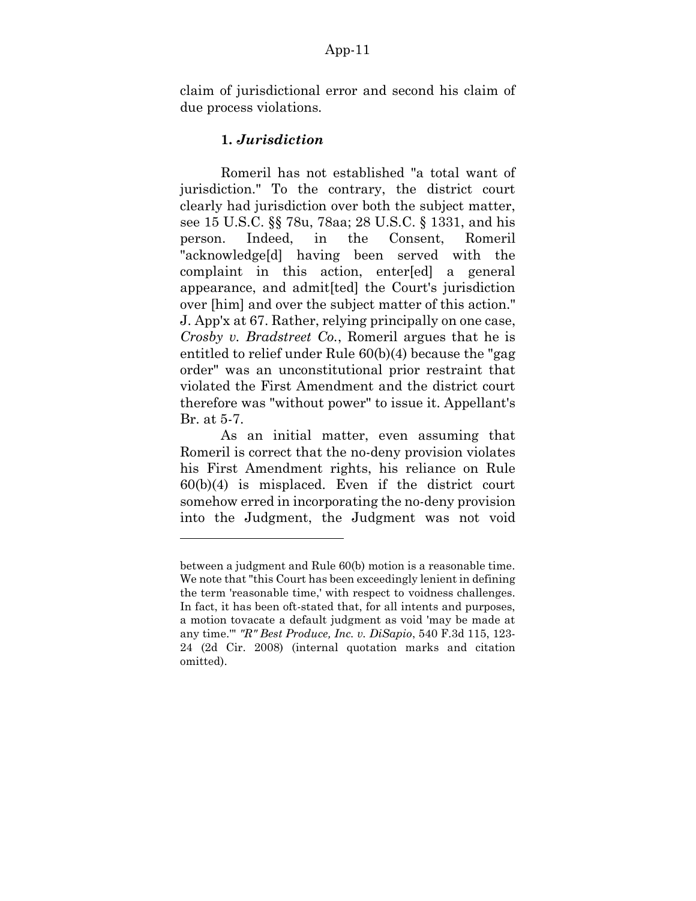claim of jurisdictional error and second his claim of due process violations.

### 1. *Jurisdiction*

Romeril has not established "a total want of jurisdiction." To the contrary, the district court clearly had jurisdiction over both the subject matter, see 15 U.S.C. §§ 78u, 78aa; 28 U.S.C. § 1331, and his person. Indeed, in the Consent, Romeril "acknowledge[d] having been served with the complaint in this action, enter[ed] a general appearance, and admit[ted] the Court's jurisdiction over [him] and over the subject matter of this action." J. App'x at 67. Rather, relying principally on one case, *Crosby v. Bradstreet Co.*, Romeril argues that he is entitled to relief under Rule 60(b)(4) because the "gag order" was an unconstitutional prior restraint that violated the First Amendment and the district court therefore was "without power" to issue it. Appellant's Br. at 5-7.

As an initial matter, even assuming that Romeril is correct that the no-deny provision violates his First Amendment rights, his reliance on Rule 60(b)(4) is misplaced. Even if the district court somehow erred in incorporating the no-deny provision into the Judgment, the Judgment was not void

---

between a judgment and Rule 60(b) motion is a reasonable time. We note that "this Court has been exceedingly lenient in defining the term 'reasonable time,' with respect to voidness challenges. In fact, it has been oft-stated that, for all intents and purposes, a motion tovacate a default judgment as void 'may be made at any time.'" *"R" Best Produce, Inc. v. DiSapio*, 540 F.3d 115, 123-24 (2d Cir. 2008) (internal quotation marks and citation omitted).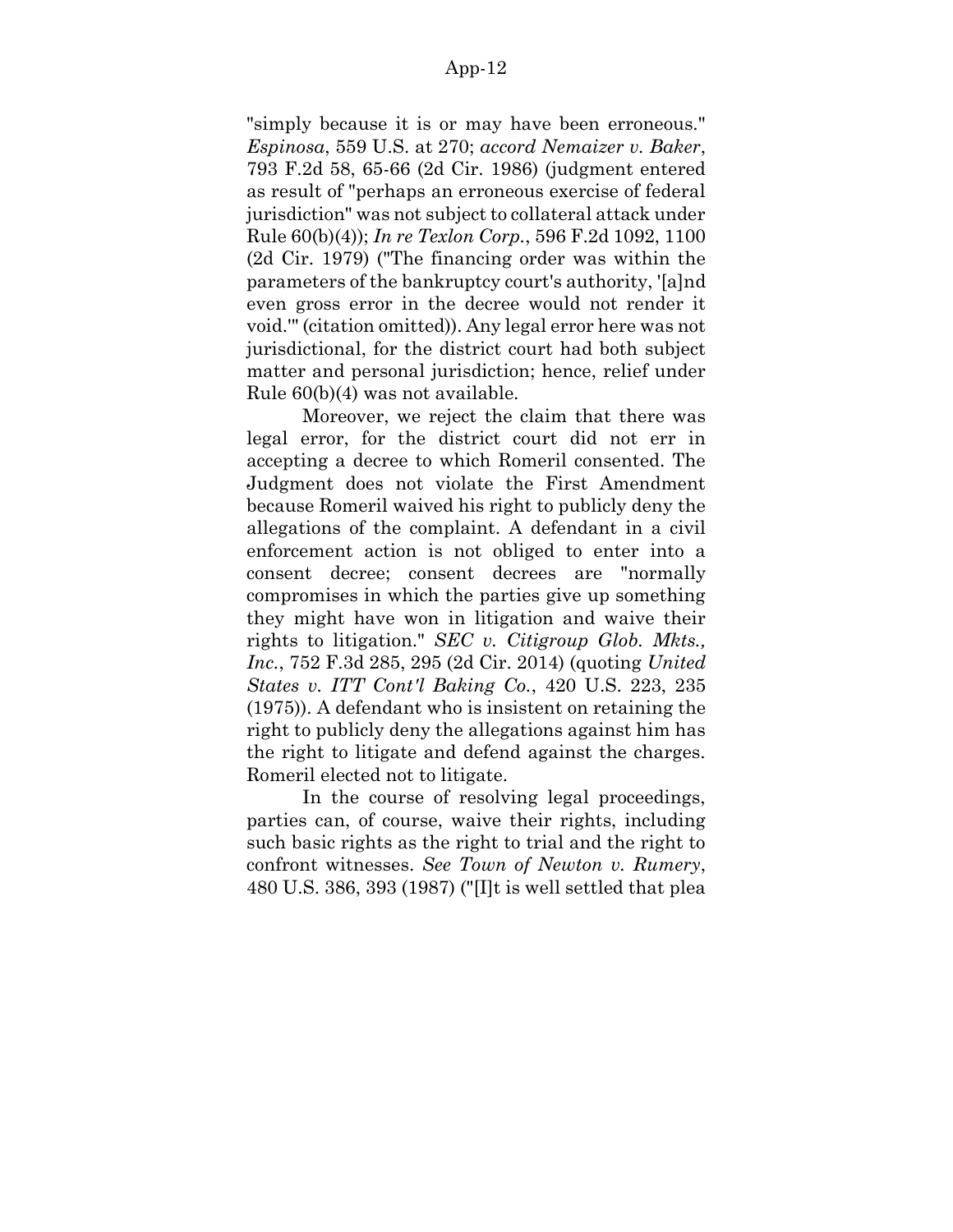"simply because it is or may have been erroneous." *Espinosa*, 559 U.S. at 270; *accord Nemaizer v. Baker*, 793 F.2d 58, 65-66 (2d Cir. 1986) (judgment entered as result of "perhaps an erroneous exercise of federal jurisdiction" was not subject to collateral attack under Rule 60(b)(4)); *In re Texlon Corp.*, 596 F.2d 1092, 1100 (2d Cir. 1979) ("The financing order was within the parameters of the bankruptcy court's authority, '[a]nd even gross error in the decree would not render it void.'" (citation omitted)). Any legal error here was not jurisdictional, for the district court had both subject matter and personal jurisdiction; hence, relief under Rule 60(b)(4) was not available.

Moreover, we reject the claim that there was legal error, for the district court did not err in accepting a decree to which Romeril consented. The Judgment does not violate the First Amendment because Romeril waived his right to publicly deny the allegations of the complaint. A defendant in a civil enforcement action is not obliged to enter into a consent decree; consent decrees are "normally compromises in which the parties give up something they might have won in litigation and waive their rights to litigation." *SEC v. Citigroup Glob. Mkts., Inc.*, 752 F.3d 285, 295 (2d Cir. 2014) (quoting *United States v. ITT Cont'l Baking Co.*, 420 U.S. 223, 235 (1975)). A defendant who is insistent on retaining the right to publicly deny the allegations against him has the right to litigate and defend against the charges. Romeril elected not to litigate.

In the course of resolving legal proceedings, parties can, of course, waive their rights, including such basic rights as the right to trial and the right to confront witnesses. *See Town of Newton v. Rumery*, 480 U.S. 386, 393 (1987) ("[I]t is well settled that plea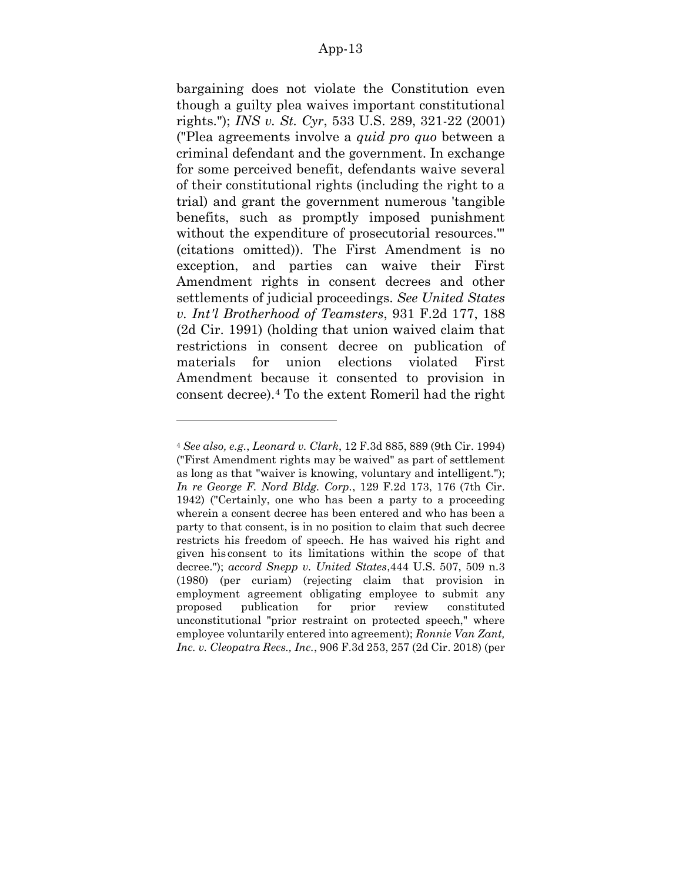bargaining does not violate the Constitution even though a guilty plea waives important constitutional rights."); *INS v. St. Cyr*, 533 U.S. 289, 321-22 (2001) ("Plea agreements involve a *quid pro quo* between a criminal defendant and the government. In exchange for some perceived benefit, defendants waive several of their constitutional rights (including the right to a trial) and grant the government numerous 'tangible benefits, such as promptly imposed punishment without the expenditure of prosecutorial resources.'" (citations omitted)). The First Amendment is no exception, and parties can waive their First Amendment rights in consent decrees and other settlements of judicial proceedings. *See United States v. Int'l Brotherhood of Teamsters*, 931 F.2d 177, 188 (2d Cir. 1991) (holding that union waived claim that restrictions in consent decree on publication of materials for union elections violated First Amendment because it consented to provision in consent decree).[4] To the extent Romeril had the right

---

[4] *See also, e.g.*, *Leonard v. Clark*, 12 F.3d 885, 889 (9th Cir. 1994) ("First Amendment rights may be waived" as part of settlement as long as that "waiver is knowing, voluntary and intelligent."); *In re George F. Nord Bldg. Corp.*, 129 F.2d 173, 176 (7th Cir. 1942) ("Certainly, one who has been a party to a proceeding wherein a consent decree has been entered and who has been a party to that consent, is in no position to claim that such decree restricts his freedom of speech. He has waived his right and given his consent to its limitations within the scope of that decree."); *accord Snepp v. United States*, 444 U.S. 507, 509 n.3 (1980) (per curiam) (rejecting claim that provision in employment agreement obligating employee to submit any proposed publication for prior review constituted unconstitutional "prior restraint on protected speech," where employee voluntarily entered into agreement); *Ronnie Van Zant, Inc. v. Cleopatra Recs., Inc.*, 906 F.3d 253, 257 (2d Cir. 2018) (per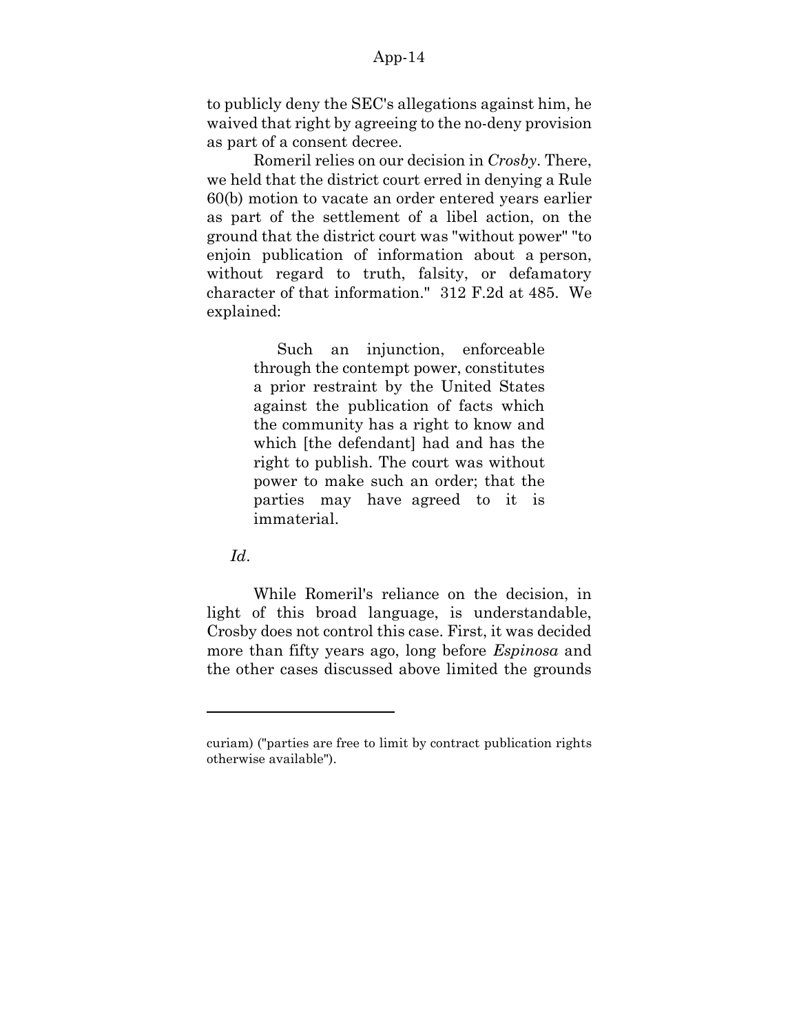to publicly deny the SEC's allegations against him, he waived that right by agreeing to the no-deny provision as part of a consent decree.

Romeril relies on our decision in *Crosby*. There, we held that the district court erred in denying a Rule 60(b) motion to vacate an order entered years earlier as part of the settlement of a libel action, on the ground that the district court was "without power" "to enjoin publication of information about a person, without regard to truth, falsity, or defamatory character of that information." 312 F.2d at 485. We explained:

> Such an injunction, enforceable through the contempt power, constitutes a prior restraint by the United States against the publication of facts which the community has a right to know and which [the defendant] had and has the right to publish. The court was without power to make such an order; that the parties may have agreed to it is immaterial.

*Id*.

While Romeril's reliance on the decision, in light of this broad language, is understandable, Crosby does not control this case. First, it was decided more than fifty years ago, long before *Espinosa* and the other cases discussed above limited the grounds

---

curiam) ("parties are free to limit by contract publication rights otherwise available").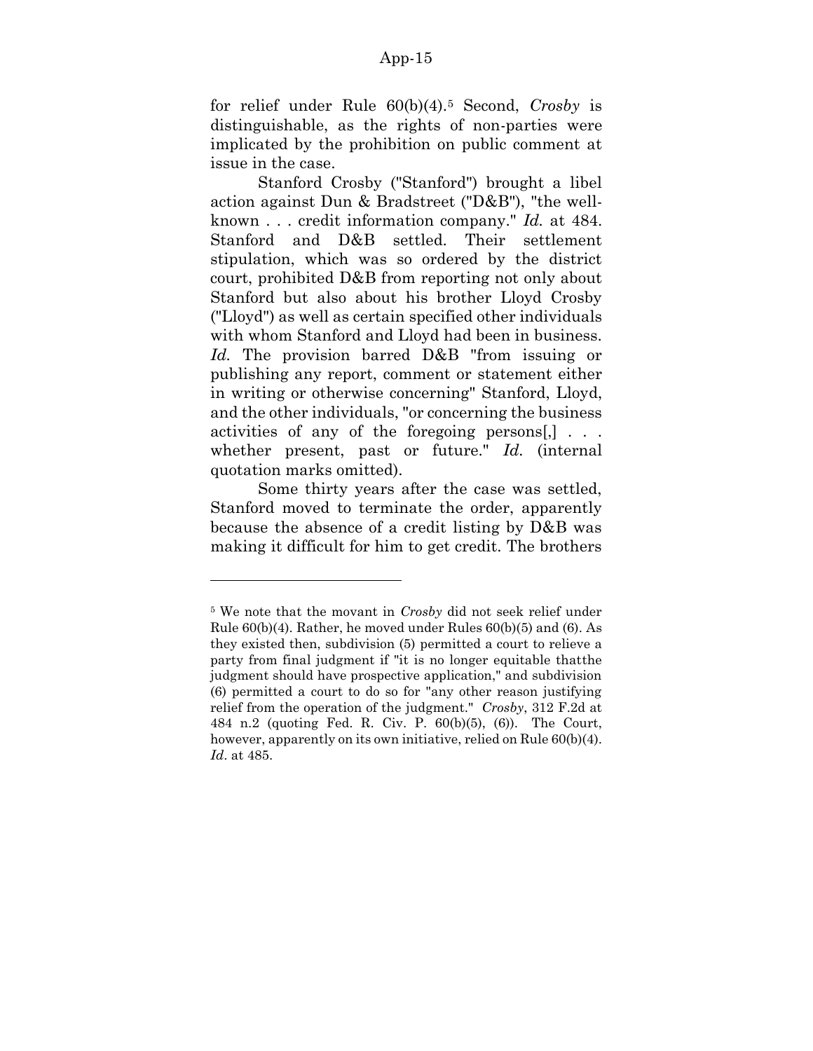for relief under Rule 60(b)(4).[5] Second, *Crosby* is distinguishable, as the rights of non-parties were implicated by the prohibition on public comment at issue in the case.

Stanford Crosby ("Stanford") brought a libel action against Dun & Bradstreet ("D&B"), "the well-known . . . credit information company." *Id.* at 484. Stanford and D&B settled. Their settlement stipulation, which was so ordered by the district court, prohibited D&B from reporting not only about Stanford but also about his brother Lloyd Crosby ("Lloyd") as well as certain specified other individuals with whom Stanford and Lloyd had been in business. *Id.* The provision barred D&B "from issuing or publishing any report, comment or statement either in writing or otherwise concerning" Stanford, Lloyd, and the other individuals, "or concerning the business activities of any of the foregoing persons[,] . . . whether present, past or future." *Id.* (internal quotation marks omitted).

Some thirty years after the case was settled, Stanford moved to terminate the order, apparently because the absence of a credit listing by D&B was making it difficult for him to get credit. The brothers

---

[5] We note that the movant in *Crosby* did not seek relief under Rule 60(b)(4). Rather, he moved under Rules 60(b)(5) and (6). As they existed then, subdivision (5) permitted a court to relieve a party from final judgment if "it is no longer equitable thatthe judgment should have prospective application," and subdivision (6) permitted a court to do so for "any other reason justifying relief from the operation of the judgment." *Crosby*, 312 F.2d at 484 n.2 (quoting Fed. R. Civ. P. 60(b)(5), (6)). The Court, however, apparently on its own initiative, relied on Rule 60(b)(4). *Id*. at 485.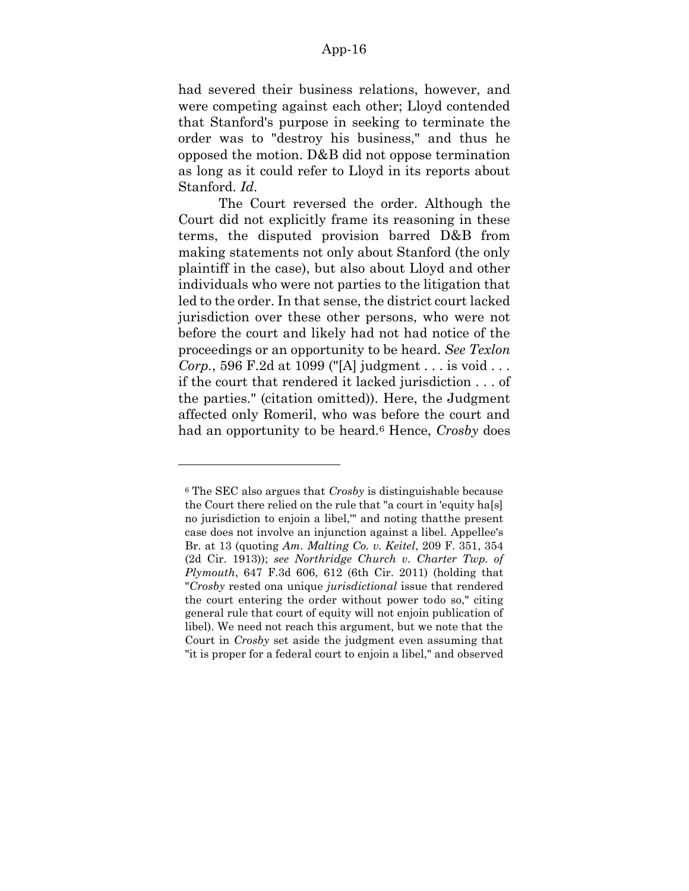had severed their business relations, however, and were competing against each other; Lloyd contended that Stanford's purpose in seeking to terminate the order was to "destroy his business," and thus he opposed the motion. D&B did not oppose termination as long as it could refer to Lloyd in its reports about Stanford. *Id.*

The Court reversed the order. Although the Court did not explicitly frame its reasoning in these terms, the disputed provision barred D&B from making statements not only about Stanford (the only plaintiff in the case), but also about Lloyd and other individuals who were not parties to the litigation that led to the order. In that sense, the district court lacked jurisdiction over these other persons, who were not before the court and likely had not had notice of the proceedings or an opportunity to be heard. *See Texlon Corp.*, 596 F.2d at 1099 ("[A] judgment . . . is void . . . if the court that rendered it lacked jurisdiction . . . of the parties." (citation omitted)). Here, the Judgment affected only Romeril, who was before the court and had an opportunity to be heard.[6] Hence, *Crosby* does

---

[6] The SEC also argues that *Crosby* is distinguishable because the Court there relied on the rule that "a court in 'equity ha[s] no jurisdiction to enjoin a libel,'" and noting thatthe present case does not involve an injunction against a libel. Appellee's Br. at 13 (quoting *Am. Malting Co. v. Keitel*, 209 F. 351, 354 (2d Cir. 1913)); *see Northridge Church v. Charter Twp. of Plymouth*, 647 F.3d 606, 612 (6th Cir. 2011) (holding that "*Crosby* rested ona unique *jurisdictional* issue that rendered the court entering the order without power todo so," citing general rule that court of equity will not enjoin publication of libel). We need not reach this argument, but we note that the Court in *Crosby* set aside the judgment even assuming that "it is proper for a federal court to enjoin a libel," and observed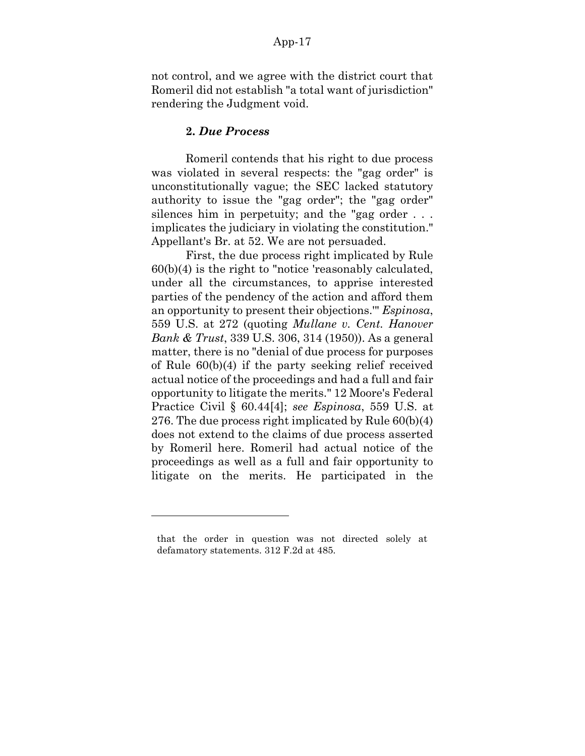not control, and we agree with the district court that Romeril did not establish "a total want of jurisdiction" rendering the Judgment void.

### 2. *Due Process*

Romeril contends that his right to due process was violated in several respects: the "gag order" is unconstitutionally vague; the SEC lacked statutory authority to issue the "gag order"; the "gag order" silences him in perpetuity; and the "gag order . . . implicates the judiciary in violating the constitution." Appellant's Br. at 52. We are not persuaded.

First, the due process right implicated by Rule 60(b)(4) is the right to "notice 'reasonably calculated, under all the circumstances, to apprise interested parties of the pendency of the action and afford them an opportunity to present their objections.'" *Espinosa*, 559 U.S. at 272 (quoting *Mullane v. Cent. Hanover Bank & Trust*, 339 U.S. 306, 314 (1950)). As a general matter, there is no "denial of due process for purposes of Rule 60(b)(4) if the party seeking relief received actual notice of the proceedings and had a full and fair opportunity to litigate the merits." 12 Moore's Federal Practice Civil § 60.44[4]; *see Espinosa*, 559 U.S. at 276. The due process right implicated by Rule 60(b)(4) does not extend to the claims of due process asserted by Romeril here. Romeril had actual notice of the proceedings as well as a full and fair opportunity to litigate on the merits. He participated in the

---

that the order in question was not directed solely at defamatory statements. 312 F.2d at 485.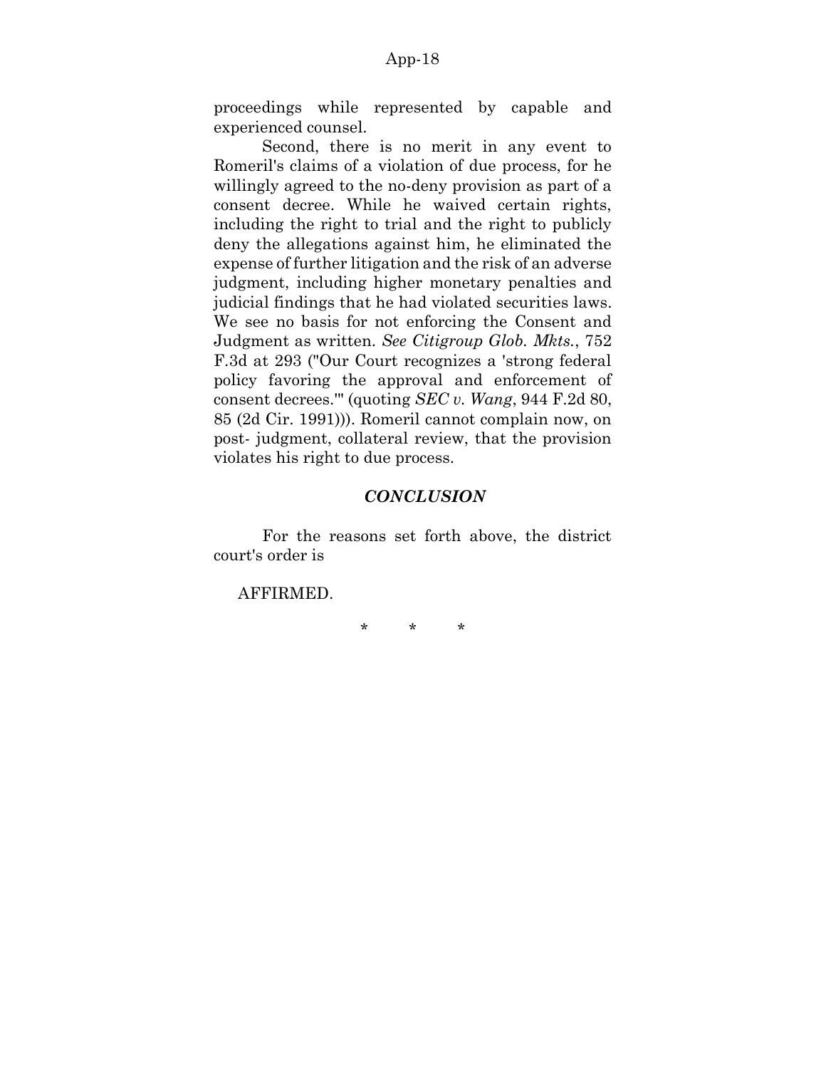proceedings while represented by capable and experienced counsel.

Second, there is no merit in any event to Romeril's claims of a violation of due process, for he willingly agreed to the no-deny provision as part of a consent decree. While he waived certain rights, including the right to trial and the right to publicly deny the allegations against him, he eliminated the expense of further litigation and the risk of an adverse judgment, including higher monetary penalties and judicial findings that he had violated securities laws. We see no basis for not enforcing the Consent and Judgment as written. *See Citigroup Glob. Mkts.*, 752 F.3d at 293 ("Our Court recognizes a 'strong federal policy favoring the approval and enforcement of consent decrees.'" (quoting *SEC v. Wang*, 944 F.2d 80, 85 (2d Cir. 1991))). Romeril cannot complain now, on post- judgment, collateral review, that the provision violates his right to due process.

## *CONCLUSION*

For the reasons set forth above, the district court's order is

AFFIRMED.

\* \* \*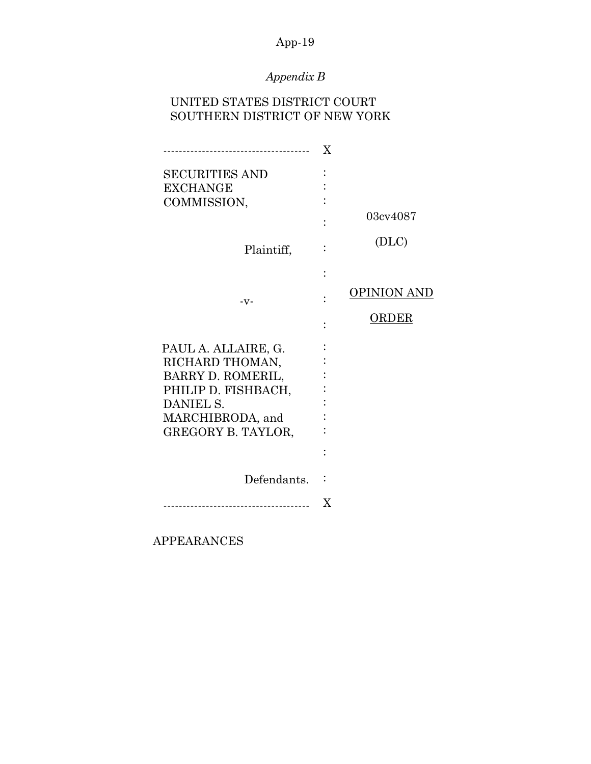*Appendix B*

UNITED STATES DISTRICT COURT
SOUTHERN DISTRICT OF NEW YORK

| | | |
|---|---|---|
| SECURITIES AND EXCHANGE COMMISSION, | : | 03cv4087 (DLC) |
| Plaintiff, | : | |
| -v- | : | OPINION AND ORDER |
| PAUL A. ALLAIRE, G. RICHARD THOMAN, BARRY D. ROMERIL, PHILIP D. FISHBACH, DANIEL S. MARCHIBRODA, and GREGORY B. TAYLOR, | : | |
| Defendants. | : | |

APPEARANCES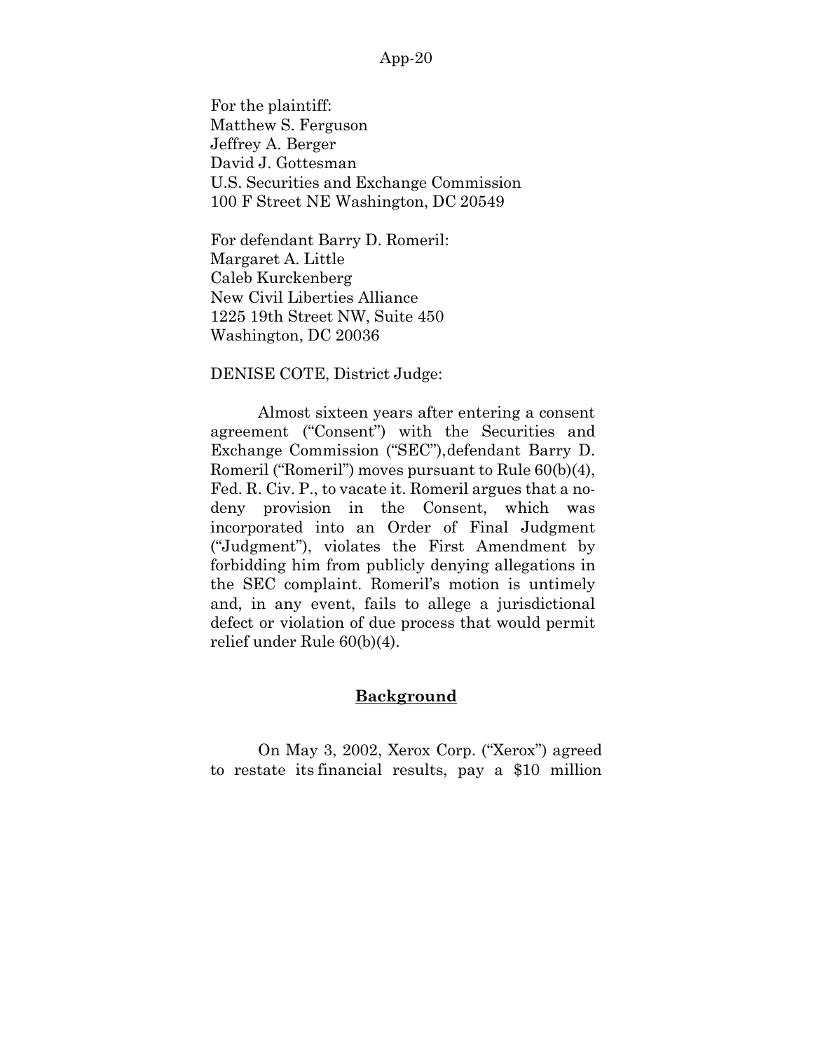For the plaintiff:
Matthew S. Ferguson
Jeffrey A. Berger
David J. Gottesman
U.S. Securities and Exchange Commission
100 F Street NE Washington, DC 20549

For defendant Barry D. Romeril:
Margaret A. Little
Caleb Kurckenberg
New Civil Liberties Alliance
1225 19th Street NW, Suite 450
Washington, DC 20036

DENISE COTE, District Judge:

Almost sixteen years after entering a consent agreement ("Consent") with the Securities and Exchange Commission ("SEC"), defendant Barry D. Romeril ("Romeril") moves pursuant to Rule 60(b)(4), Fed. R. Civ. P., to vacate it. Romeril argues that a no-deny provision in the Consent, which was incorporated into an Order of Final Judgment ("Judgment"), violates the First Amendment by forbidding him from publicly denying allegations in the SEC complaint. Romeril's motion is untimely and, in any event, fails to allege a jurisdictional defect or violation of due process that would permit relief under Rule 60(b)(4).

## Background

On May 3, 2002, Xerox Corp. ("Xerox") agreed to restate its financial results, pay a $10 million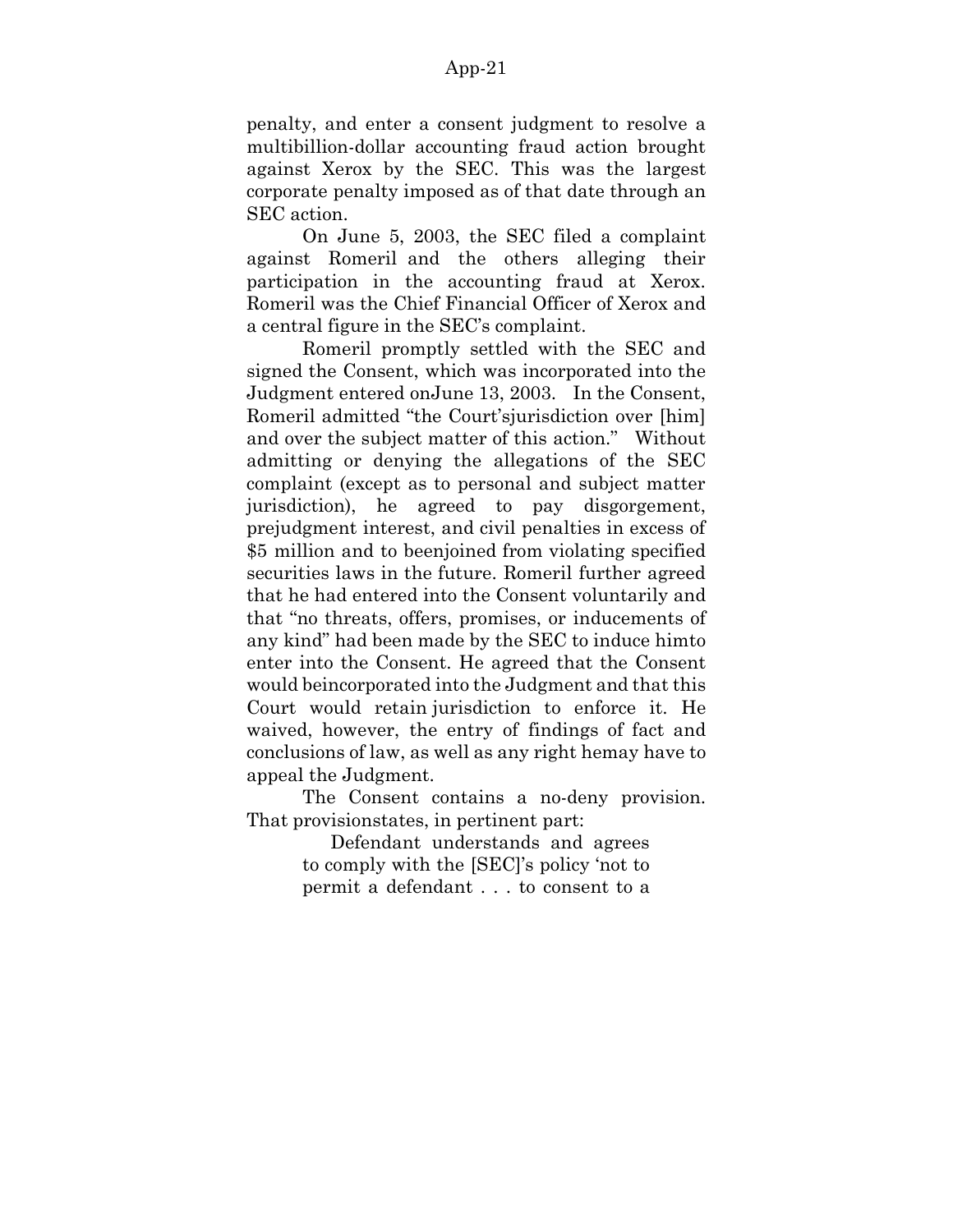penalty, and enter a consent judgment to resolve a multibillion-dollar accounting fraud action brought against Xerox by the SEC. This was the largest corporate penalty imposed as of that date through an SEC action.

On June 5, 2003, the SEC filed a complaint against Romeril and the others alleging their participation in the accounting fraud at Xerox. Romeril was the Chief Financial Officer of Xerox and a central figure in the SEC's complaint.

Romeril promptly settled with the SEC and signed the Consent, which was incorporated into the Judgment entered onJune 13, 2003. In the Consent, Romeril admitted "the Court'sjurisdiction over [him] and over the subject matter of this action." Without admitting or denying the allegations of the SEC complaint (except as to personal and subject matter jurisdiction), he agreed to pay disgorgement, prejudgment interest, and civil penalties in excess of $5 million and to beenjoined from violating specified securities laws in the future. Romeril further agreed that he had entered into the Consent voluntarily and that "no threats, offers, promises, or inducements of any kind" had been made by the SEC to induce himto enter into the Consent. He agreed that the Consent would beincorporated into the Judgment and that this Court would retain jurisdiction to enforce it. He waived, however, the entry of findings of fact and conclusions of law, as well as any right hemay have to appeal the Judgment.

The Consent contains a no-deny provision. That provisionstates, in pertinent part:

> Defendant understands and agrees to comply with the [SEC]'s policy 'not to permit a defendant . . . to consent to a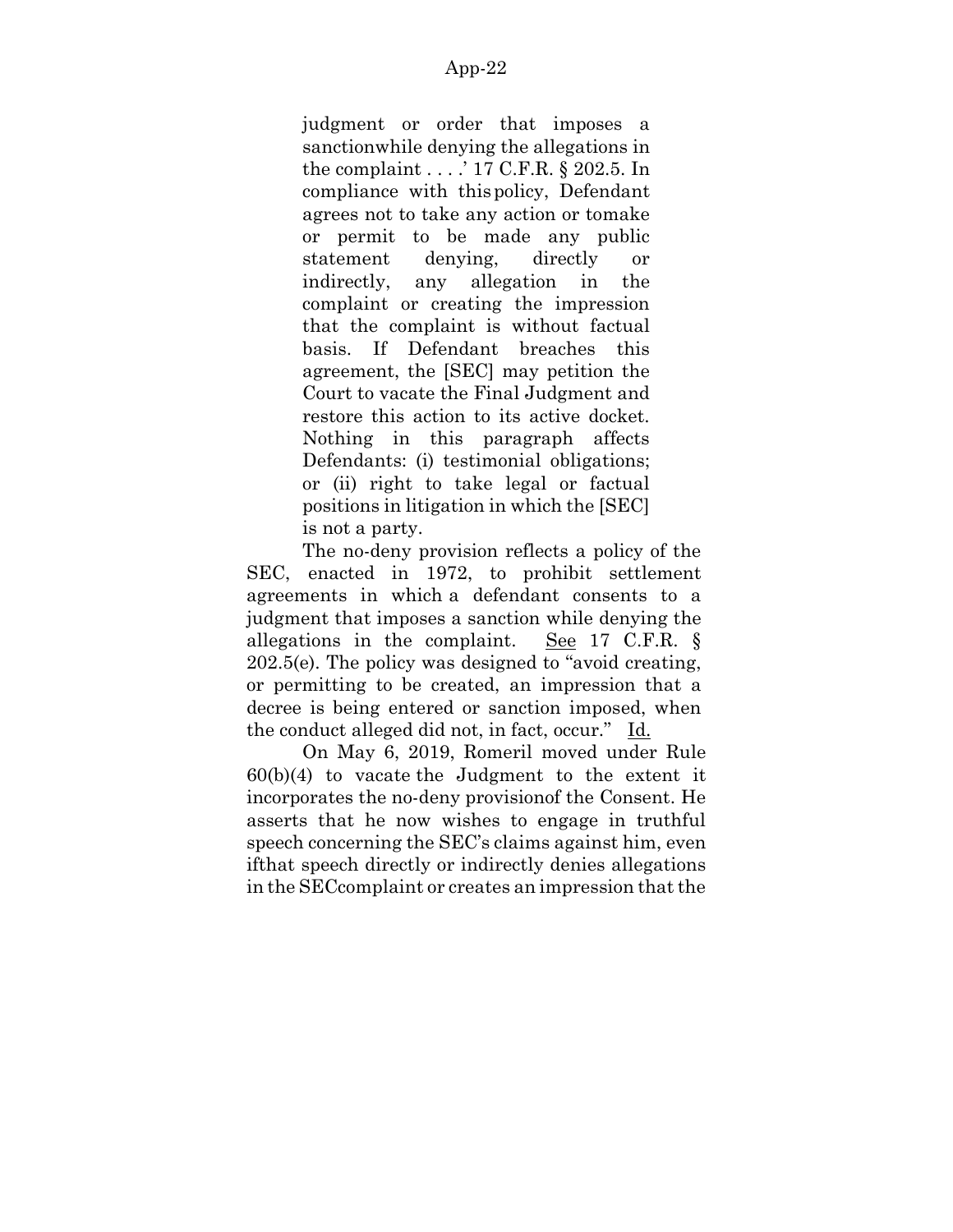> judgment or order that imposes a sanctionwhile denying the allegations in the complaint . . . .' 17 C.F.R. § 202.5. In compliance with this policy, Defendant agrees not to take any action or tomake or permit to be made any public statement denying, directly or indirectly, any allegation in the complaint or creating the impression that the complaint is without factual basis. If Defendant breaches this agreement, the [SEC] may petition the Court to vacate the Final Judgment and restore this action to its active docket. Nothing in this paragraph affects Defendants: (i) testimonial obligations; or (ii) right to take legal or factual positions in litigation in which the [SEC] is not a party.

The no-deny provision reflects a policy of the SEC, enacted in 1972, to prohibit settlement agreements in which a defendant consents to a judgment that imposes a sanction while denying the allegations in the complaint. See 17 C.F.R. § 202.5(e). The policy was designed to "avoid creating, or permitting to be created, an impression that a decree is being entered or sanction imposed, when the conduct alleged did not, in fact, occur." Id.

On May 6, 2019, Romeril moved under Rule 60(b)(4) to vacate the Judgment to the extent it incorporates the no-deny provisionof the Consent. He asserts that he now wishes to engage in truthful speech concerning the SEC's claims against him, even ifthat speech directly or indirectly denies allegations in the SECcomplaint or creates an impression that the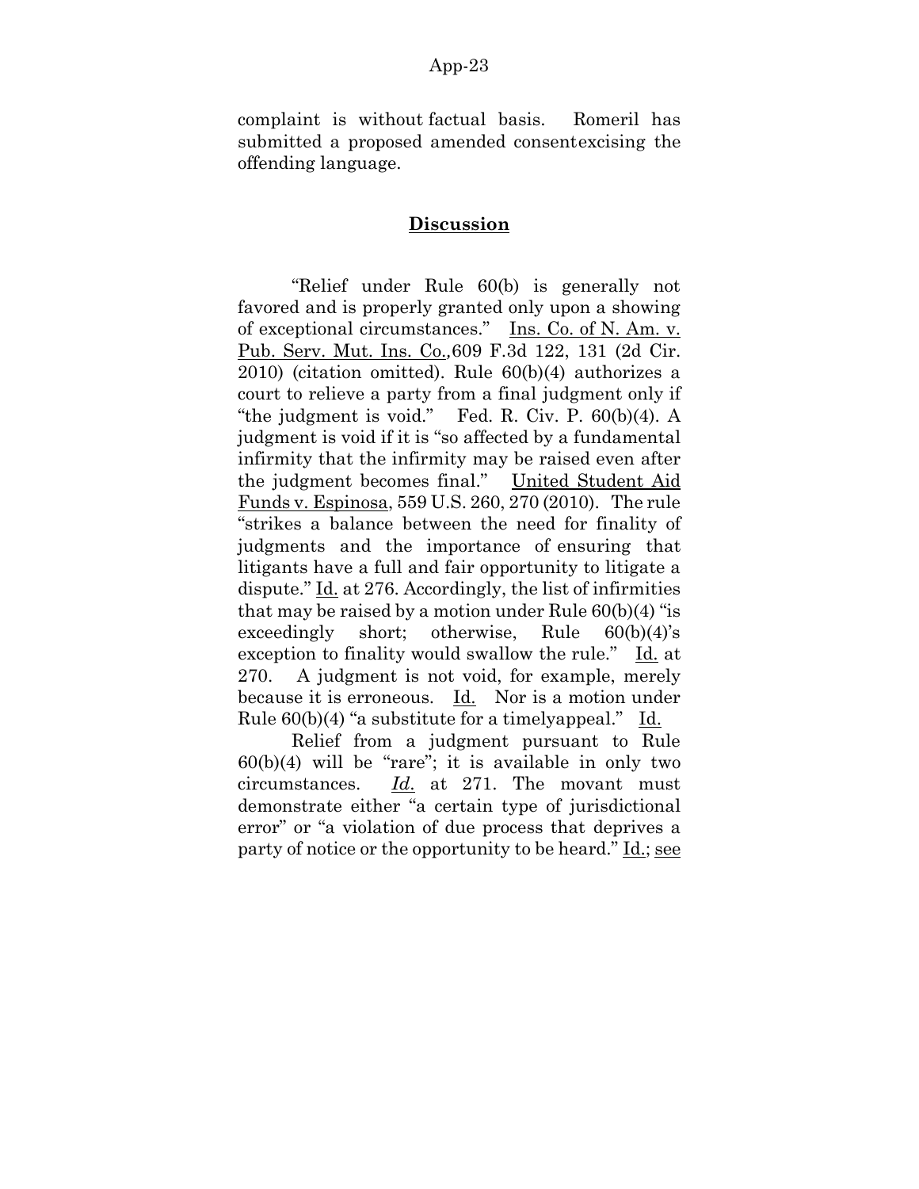complaint is without factual basis. Romeril has submitted a proposed amended consentexcising the offending language.

## Discussion

"Relief under Rule 60(b) is generally not favored and is properly granted only upon a showing of exceptional circumstances." Ins. Co. of N. Am. v. Pub. Serv. Mut. Ins. Co., 609 F.3d 122, 131 (2d Cir. 2010) (citation omitted). Rule 60(b)(4) authorizes a court to relieve a party from a final judgment only if "the judgment is void." Fed. R. Civ. P. 60(b)(4). A judgment is void if it is "so affected by a fundamental infirmity that the infirmity may be raised even after the judgment becomes final." United Student Aid Funds v. Espinosa, 559 U.S. 260, 270 (2010). The rule "strikes a balance between the need for finality of judgments and the importance of ensuring that litigants have a full and fair opportunity to litigate a dispute." Id. at 276. Accordingly, the list of infirmities that may be raised by a motion under Rule 60(b)(4) "is exceedingly short; otherwise, Rule 60(b)(4)'s exception to finality would swallow the rule." Id. at 270. A judgment is not void, for example, merely because it is erroneous. Id. Nor is a motion under Rule 60(b)(4) "a substitute for a timelyappeal." Id.

Relief from a judgment pursuant to Rule 60(b)(4) will be "rare"; it is available in only two circumstances. *Id.* at 271. The movant must demonstrate either "a certain type of jurisdictional error" or "a violation of due process that deprives a party of notice or the opportunity to be heard." Id.; see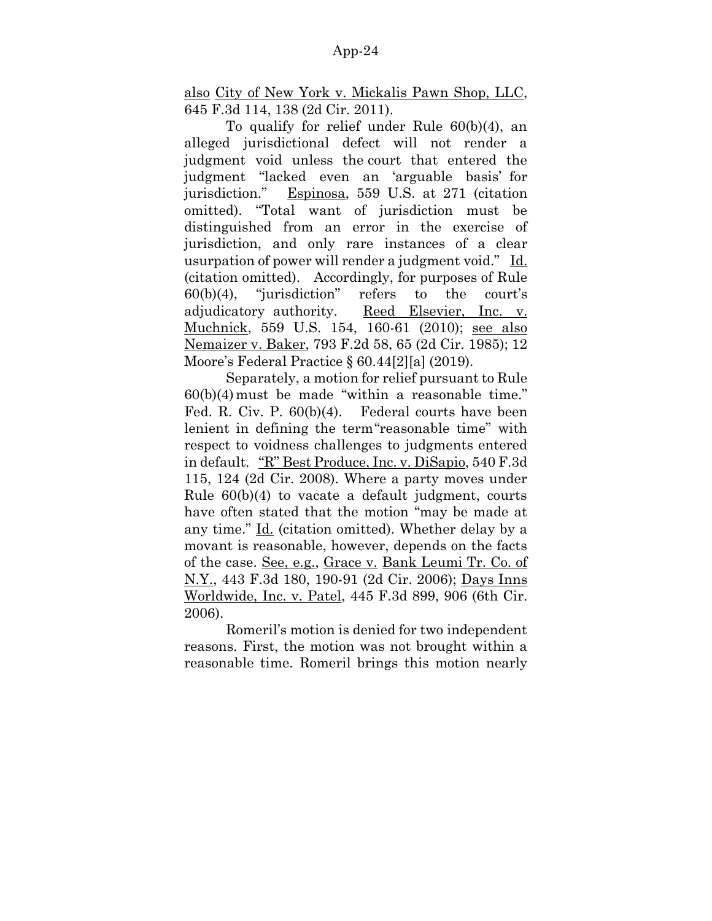also City of New York v. Mickalis Pawn Shop, LLC, 645 F.3d 114, 138 (2d Cir. 2011).

To qualify for relief under Rule 60(b)(4), an alleged jurisdictional defect will not render a judgment void unless the court that entered the judgment "lacked even an 'arguable basis' for jurisdiction." Espinosa, 559 U.S. at 271 (citation omitted). "Total want of jurisdiction must be distinguished from an error in the exercise of jurisdiction, and only rare instances of a clear usurpation of power will render a judgment void." Id. (citation omitted). Accordingly, for purposes of Rule 60(b)(4), "jurisdiction" refers to the court's adjudicatory authority. Reed Elsevier, Inc. v. Muchnick, 559 U.S. 154, 160-61 (2010); see also Nemaizer v. Baker, 793 F.2d 58, 65 (2d Cir. 1985); 12 Moore's Federal Practice § 60.44[2][a] (2019).

Separately, a motion for relief pursuant to Rule 60(b)(4) must be made "within a reasonable time." Fed. R. Civ. P. 60(b)(4). Federal courts have been lenient in defining the term "reasonable time" with respect to voidness challenges to judgments entered in default. "R" Best Produce, Inc. v. DiSapio, 540 F.3d 115, 124 (2d Cir. 2008). Where a party moves under Rule 60(b)(4) to vacate a default judgment, courts have often stated that the motion "may be made at any time." Id. (citation omitted). Whether delay by a movant is reasonable, however, depends on the facts of the case. See, e.g., Grace v. Bank Leumi Tr. Co. of N.Y., 443 F.3d 180, 190-91 (2d Cir. 2006); Days Inns Worldwide, Inc. v. Patel, 445 F.3d 899, 906 (6th Cir. 2006).

Romeril's motion is denied for two independent reasons. First, the motion was not brought within a reasonable time. Romeril brings this motion nearly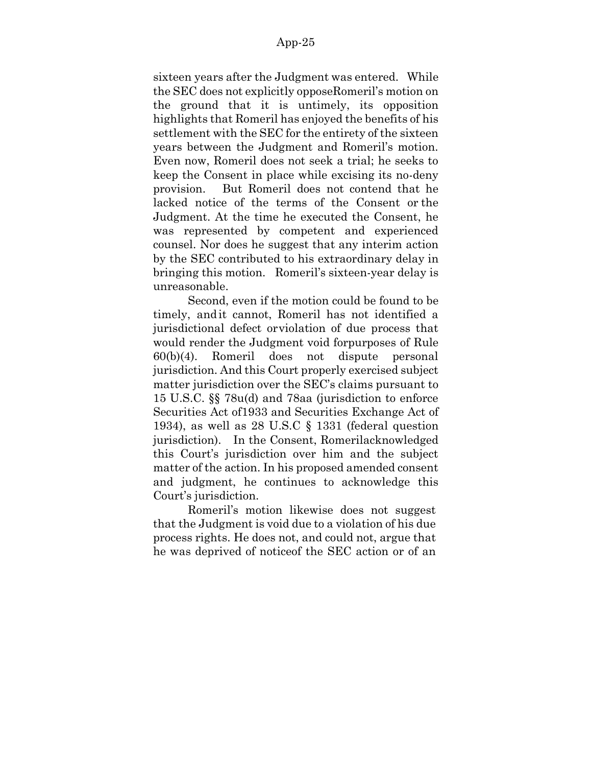sixteen years after the Judgment was entered. While the SEC does not explicitly opposeRomeril's motion on the ground that it is untimely, its opposition highlights that Romeril has enjoyed the benefits of his settlement with the SEC for the entirety of the sixteen years between the Judgment and Romeril's motion. Even now, Romeril does not seek a trial; he seeks to keep the Consent in place while excising its no-deny provision. But Romeril does not contend that he lacked notice of the terms of the Consent or the Judgment. At the time he executed the Consent, he was represented by competent and experienced counsel. Nor does he suggest that any interim action by the SEC contributed to his extraordinary delay in bringing this motion. Romeril's sixteen-year delay is unreasonable.

Second, even if the motion could be found to be timely, andit cannot, Romeril has not identified a jurisdictional defect orviolation of due process that would render the Judgment void forpurposes of Rule 60(b)(4). Romeril does not dispute personal jurisdiction. And this Court properly exercised subject matter jurisdiction over the SEC's claims pursuant to 15 U.S.C. §§ 78u(d) and 78aa (jurisdiction to enforce Securities Act of1933 and Securities Exchange Act of 1934), as well as 28 U.S.C § 1331 (federal question jurisdiction). In the Consent, Romerilacknowledged this Court's jurisdiction over him and the subject matter of the action. In his proposed amended consent and judgment, he continues to acknowledge this Court's jurisdiction.

Romeril's motion likewise does not suggest that the Judgment is void due to a violation of his due process rights. He does not, and could not, argue that he was deprived of noticeof the SEC action or of an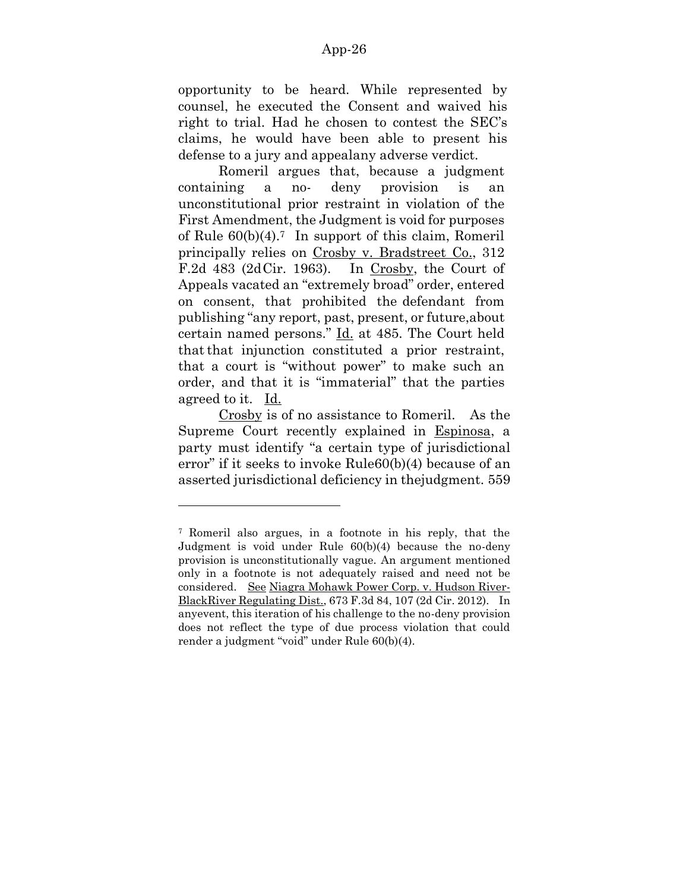opportunity to be heard. While represented by counsel, he executed the Consent and waived his right to trial. Had he chosen to contest the SEC's claims, he would have been able to present his defense to a jury and appealany adverse verdict.

Romeril argues that, because a judgment containing a no- deny provision is an unconstitutional prior restraint in violation of the First Amendment, the Judgment is void for purposes of Rule 60(b)(4).[7] In support of this claim, Romeril principally relies on Crosby v. Bradstreet Co., 312 F.2d 483 (2dCir. 1963). In Crosby, the Court of Appeals vacated an "extremely broad" order, entered on consent, that prohibited the defendant from publishing "any report, past, present, or future,about certain named persons." Id. at 485. The Court held that that injunction constituted a prior restraint, that a court is "without power" to make such an order, and that it is "immaterial" that the parties agreed to it. Id.

Crosby is of no assistance to Romeril. As the Supreme Court recently explained in Espinosa, a party must identify "a certain type of jurisdictional error" if it seeks to invoke Rule60(b)(4) because of an asserted jurisdictional deficiency in thejudgment. 559

---

[7] Romeril also argues, in a footnote in his reply, that the Judgment is void under Rule 60(b)(4) because the no-deny provision is unconstitutionally vague. An argument mentioned only in a footnote is not adequately raised and need not be considered. See Niagra Mohawk Power Corp. v. Hudson River-BlackRiver Regulating Dist., 673 F.3d 84, 107 (2d Cir. 2012). In anyevent, this iteration of his challenge to the no-deny provision does not reflect the type of due process violation that could render a judgment "void" under Rule 60(b)(4).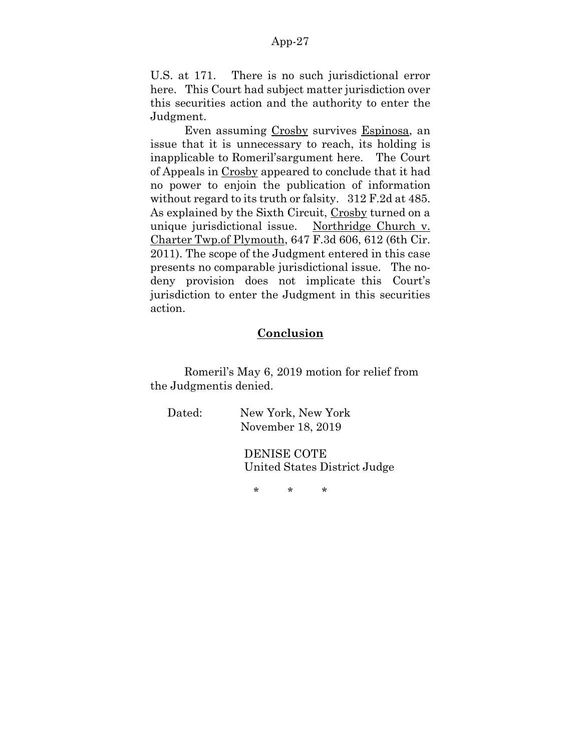U.S. at 171. There is no such jurisdictional error here. This Court had subject matter jurisdiction over this securities action and the authority to enter the Judgment.

Even assuming Crosby survives Espinosa, an issue that it is unnecessary to reach, its holding is inapplicable to Romeril'sargument here. The Court of Appeals in Crosby appeared to conclude that it had no power to enjoin the publication of information without regard to its truth or falsity. 312 F.2d at 485. As explained by the Sixth Circuit, Crosby turned on a unique jurisdictional issue. Northridge Church v. Charter Twp.of Plymouth, 647 F.3d 606, 612 (6th Cir. 2011). The scope of the Judgment entered in this case presents no comparable jurisdictional issue. The no-deny provision does not implicate this Court's jurisdiction to enter the Judgment in this securities action.

## Conclusion

Romeril's May 6, 2019 motion for relief from the Judgmentis denied.

Dated: New York, New York
November 18, 2019

DENISE COTE
United States District Judge

\* \* \*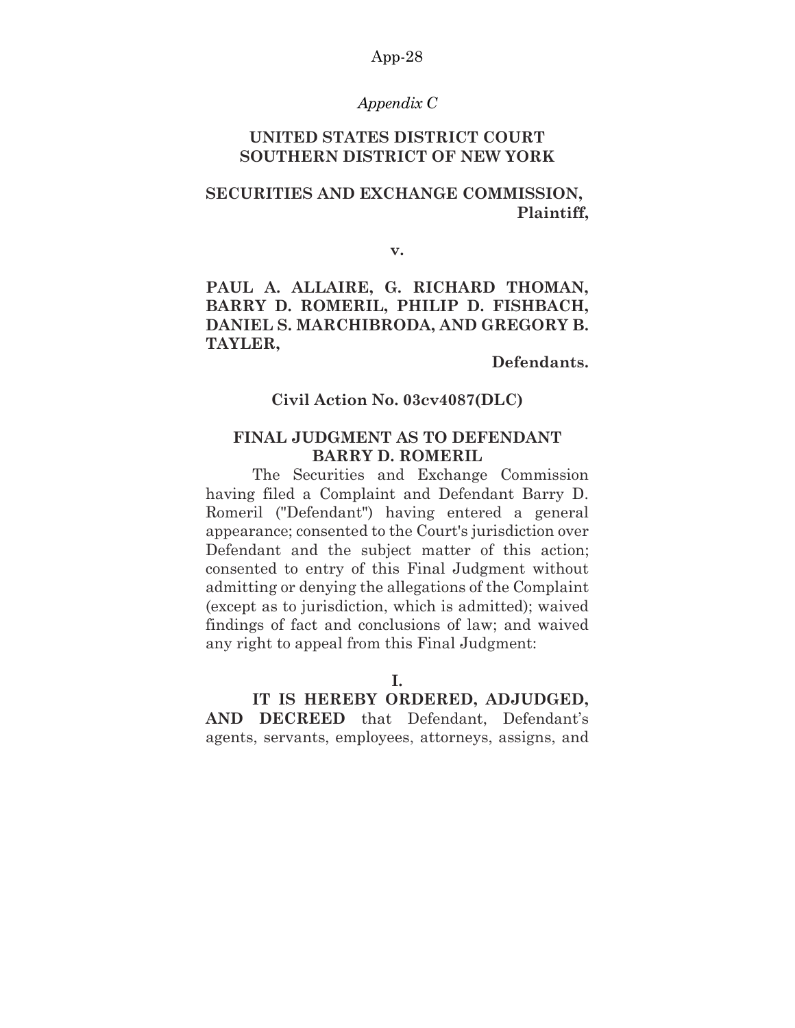*Appendix C*

**UNITED STATES DISTRICT COURT**
**SOUTHERN DISTRICT OF NEW YORK**

**SECURITIES AND EXCHANGE COMMISSION,**
**Plaintiff,**

**v.**

**PAUL A. ALLAIRE, G. RICHARD THOMAN, BARRY D. ROMERIL, PHILIP D. FISHBACH, DANIEL S. MARCHIBRODA, AND GREGORY B. TAYLER,**

**Defendants.**

**Civil Action No. 03cv4087(DLC)**

**FINAL JUDGMENT AS TO DEFENDANT BARRY D. ROMERIL**

The Securities and Exchange Commission having filed a Complaint and Defendant Barry D. Romeril ("Defendant") having entered a general appearance; consented to the Court's jurisdiction over Defendant and the subject matter of this action; consented to entry of this Final Judgment without admitting or denying the allegations of the Complaint (except as to jurisdiction, which is admitted); waived findings of fact and conclusions of law; and waived any right to appeal from this Final Judgment:

**I.**

**IT IS HEREBY ORDERED, ADJUDGED, AND DECREED** that Defendant, Defendant's agents, servants, employees, attorneys, assigns, and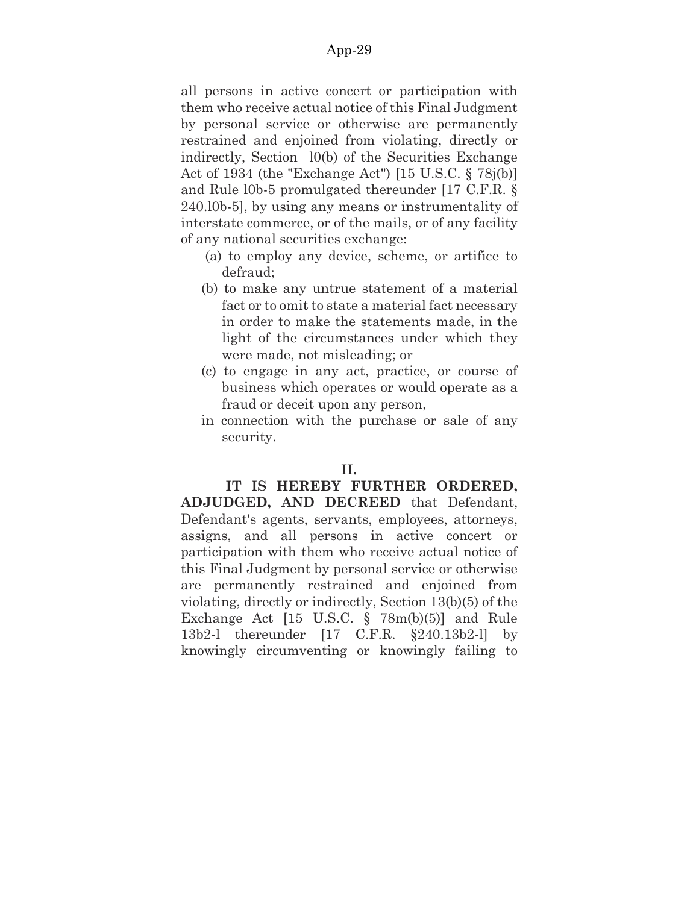all persons in active concert or participation with them who receive actual notice of this Final Judgment by personal service or otherwise are permanently restrained and enjoined from violating, directly or indirectly, Section l0(b) of the Securities Exchange Act of 1934 (the "Exchange Act") [15 U.S.C. § 78j(b)] and Rule l0b-5 promulgated thereunder [17 C.F.R. § 240.l0b-5], by using any means or instrumentality of interstate commerce, or of the mails, or of any facility of any national securities exchange:

(a) to employ any device, scheme, or artifice to defraud;

(b) to make any untrue statement of a material fact or to omit to state a material fact necessary in order to make the statements made, in the light of the circumstances under which they were made, not misleading; or

(c) to engage in any act, practice, or course of business which operates or would operate as a fraud or deceit upon any person,

in connection with the purchase or sale of any security.

**II.**

**IT IS HEREBY FURTHER ORDERED, ADJUDGED, AND DECREED** that Defendant, Defendant's agents, servants, employees, attorneys, assigns, and all persons in active concert or participation with them who receive actual notice of this Final Judgment by personal service or otherwise are permanently restrained and enjoined from violating, directly or indirectly, Section 13(b)(5) of the Exchange Act [15 U.S.C. § 78m(b)(5)] and Rule 13b2-l thereunder [17 C.F.R. §240.13b2-l] by knowingly circumventing or knowingly failing to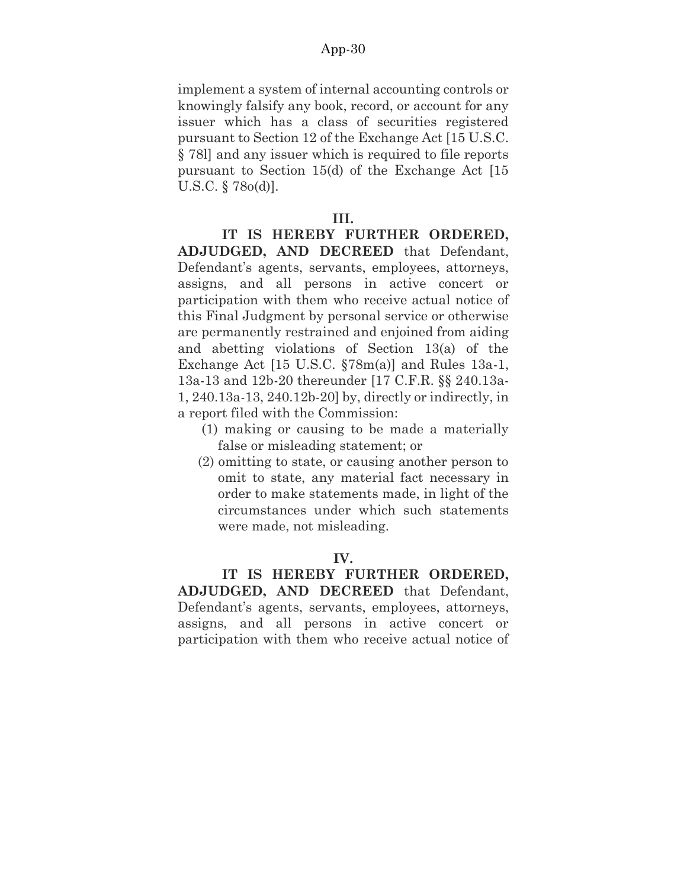implement a system of internal accounting controls or knowingly falsify any book, record, or account for any issuer which has a class of securities registered pursuant to Section 12 of the Exchange Act [15 U.S.C. § 78l] and any issuer which is required to file reports pursuant to Section 15(d) of the Exchange Act [15 U.S.C. § 78o(d)].

**III.**

**IT IS HEREBY FURTHER ORDERED, ADJUDGED, AND DECREED** that Defendant, Defendant's agents, servants, employees, attorneys, assigns, and all persons in active concert or participation with them who receive actual notice of this Final Judgment by personal service or otherwise are permanently restrained and enjoined from aiding and abetting violations of Section 13(a) of the Exchange Act [15 U.S.C. §78m(a)] and Rules 13a-1, 13a-13 and 12b-20 thereunder [17 C.F.R. §§ 240.13a-1, 240.13a-13, 240.12b-20] by, directly or indirectly, in a report filed with the Commission:

(1) making or causing to be made a materially false or misleading statement; or

(2) omitting to state, or causing another person to omit to state, any material fact necessary in order to make statements made, in light of the circumstances under which such statements were made, not misleading.

**IV.**

**IT IS HEREBY FURTHER ORDERED, ADJUDGED, AND DECREED** that Defendant, Defendant's agents, servants, employees, attorneys, assigns, and all persons in active concert or participation with them who receive actual notice of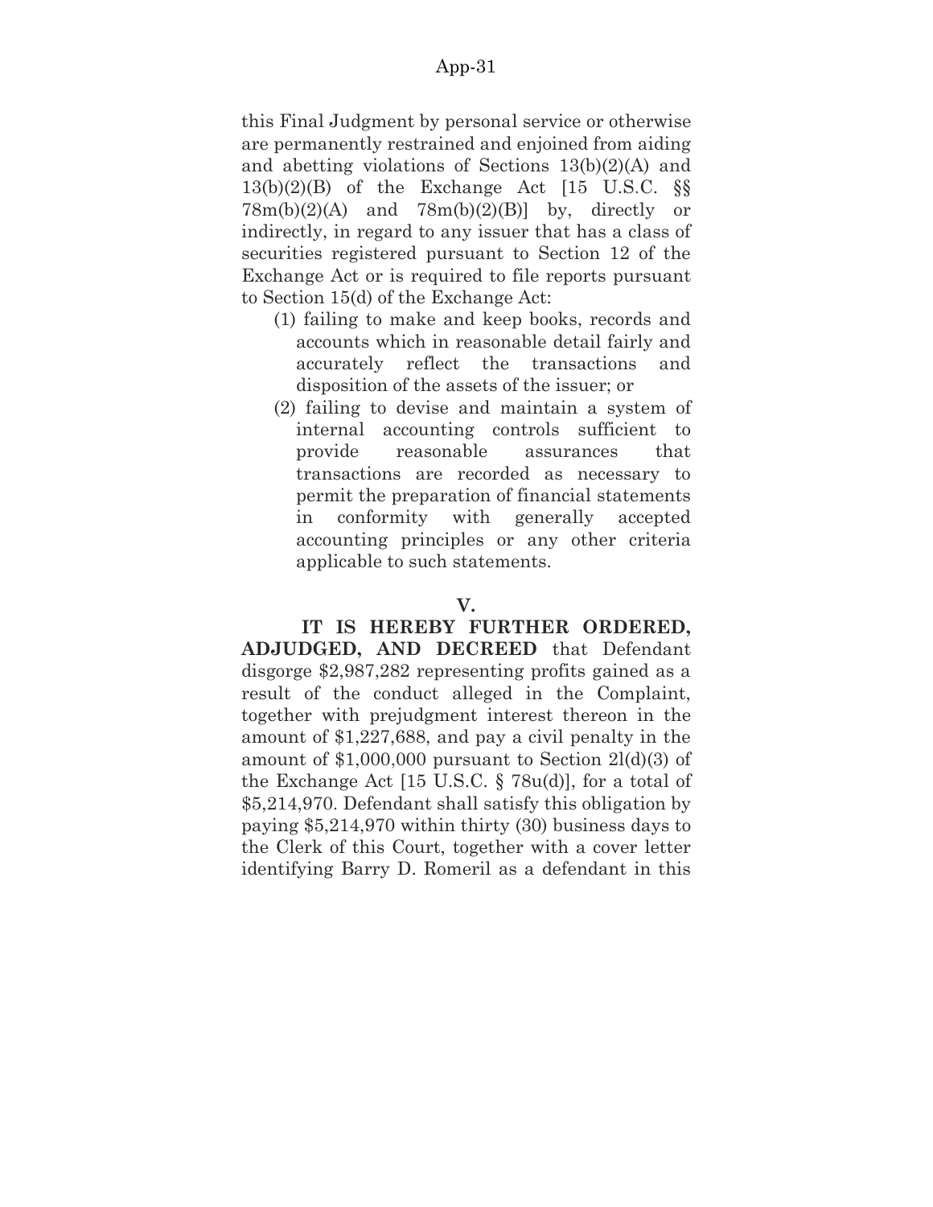this Final Judgment by personal service or otherwise are permanently restrained and enjoined from aiding and abetting violations of Sections 13(b)(2)(A) and 13(b)(2)(B) of the Exchange Act [15 U.S.C. §§ 78m(b)(2)(A) and 78m(b)(2)(B)] by, directly or indirectly, in regard to any issuer that has a class of securities registered pursuant to Section 12 of the Exchange Act or is required to file reports pursuant to Section 15(d) of the Exchange Act:

(1) failing to make and keep books, records and accounts which in reasonable detail fairly and accurately reflect the transactions and disposition of the assets of the issuer; or

(2) failing to devise and maintain a system of internal accounting controls sufficient to provide reasonable assurances that transactions are recorded as necessary to permit the preparation of financial statements in conformity with generally accepted accounting principles or any other criteria applicable to such statements.

**V.**

**IT IS HEREBY FURTHER ORDERED, ADJUDGED, AND DECREED** that Defendant disgorge $2,987,282 representing profits gained as a result of the conduct alleged in the Complaint, together with prejudgment interest thereon in the amount of $1,227,688, and pay a civil penalty in the amount of $1,000,000 pursuant to Section 2l(d)(3) of the Exchange Act [15 U.S.C. § 78u(d)], for a total of $5,214,970. Defendant shall satisfy this obligation by paying $5,214,970 within thirty (30) business days to the Clerk of this Court, together with a cover letter identifying Barry D. Romeril as a defendant in this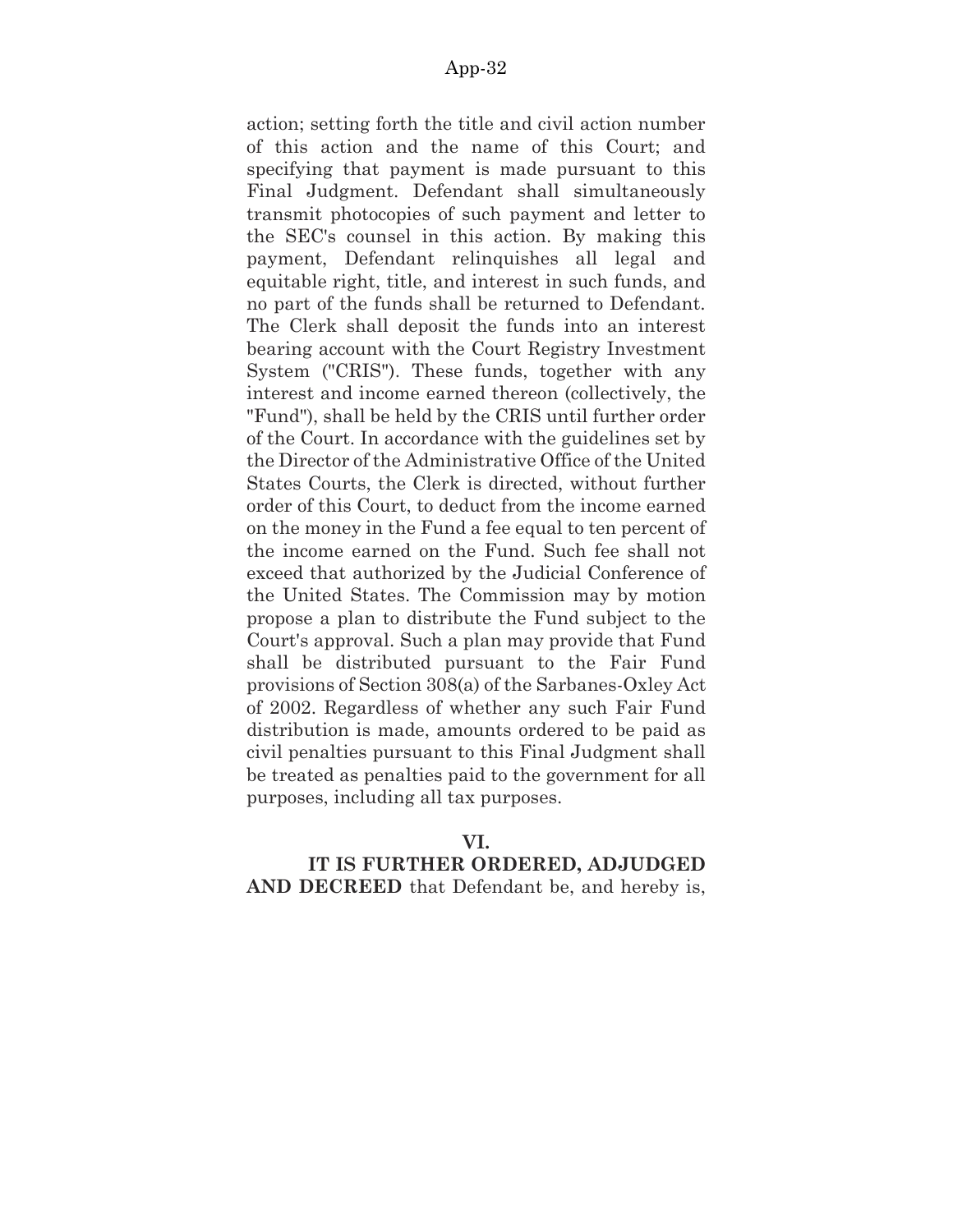action; setting forth the title and civil action number of this action and the name of this Court; and specifying that payment is made pursuant to this Final Judgment. Defendant shall simultaneously transmit photocopies of such payment and letter to the SEC's counsel in this action. By making this payment, Defendant relinquishes all legal and equitable right, title, and interest in such funds, and no part of the funds shall be returned to Defendant. The Clerk shall deposit the funds into an interest bearing account with the Court Registry Investment System ("CRIS"). These funds, together with any interest and income earned thereon (collectively, the "Fund"), shall be held by the CRIS until further order of the Court. In accordance with the guidelines set by the Director of the Administrative Office of the United States Courts, the Clerk is directed, without further order of this Court, to deduct from the income earned on the money in the Fund a fee equal to ten percent of the income earned on the Fund. Such fee shall not exceed that authorized by the Judicial Conference of the United States. The Commission may by motion propose a plan to distribute the Fund subject to the Court's approval. Such a plan may provide that Fund shall be distributed pursuant to the Fair Fund provisions of Section 308(a) of the Sarbanes-Oxley Act of 2002. Regardless of whether any such Fair Fund distribution is made, amounts ordered to be paid as civil penalties pursuant to this Final Judgment shall be treated as penalties paid to the government for all purposes, including all tax purposes.

**VI.**

**IT IS FURTHER ORDERED, ADJUDGED AND DECREED** that Defendant be, and hereby is,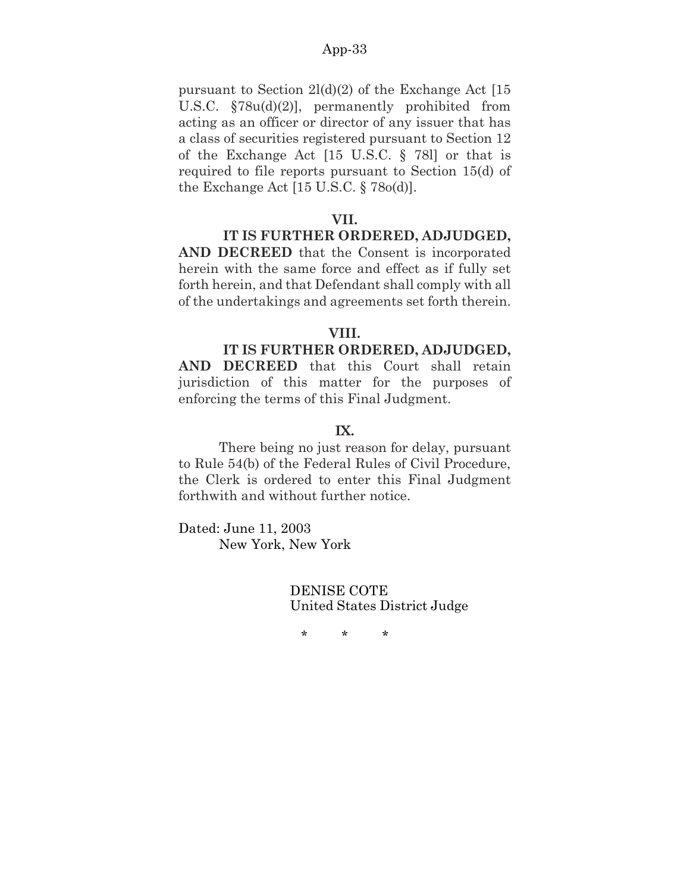pursuant to Section 2l(d)(2) of the Exchange Act [15 U.S.C. §78u(d)(2)], permanently prohibited from acting as an officer or director of any issuer that has a class of securities registered pursuant to Section 12 of the Exchange Act [15 U.S.C. § 78l] or that is required to file reports pursuant to Section 15(d) of the Exchange Act [15 U.S.C. § 78o(d)].

**VII.**

**IT IS FURTHER ORDERED, ADJUDGED, AND DECREED** that the Consent is incorporated herein with the same force and effect as if fully set forth herein, and that Defendant shall comply with all of the undertakings and agreements set forth therein.

**VIII.**

**IT IS FURTHER ORDERED, ADJUDGED, AND DECREED** that this Court shall retain jurisdiction of this matter for the purposes of enforcing the terms of this Final Judgment.

**IX.**

There being no just reason for delay, pursuant to Rule 54(b) of the Federal Rules of Civil Procedure, the Clerk is ordered to enter this Final Judgment forthwith and without further notice.

Dated: June 11, 2003
New York, New York

DENISE COTE
United States District Judge

\* \* \*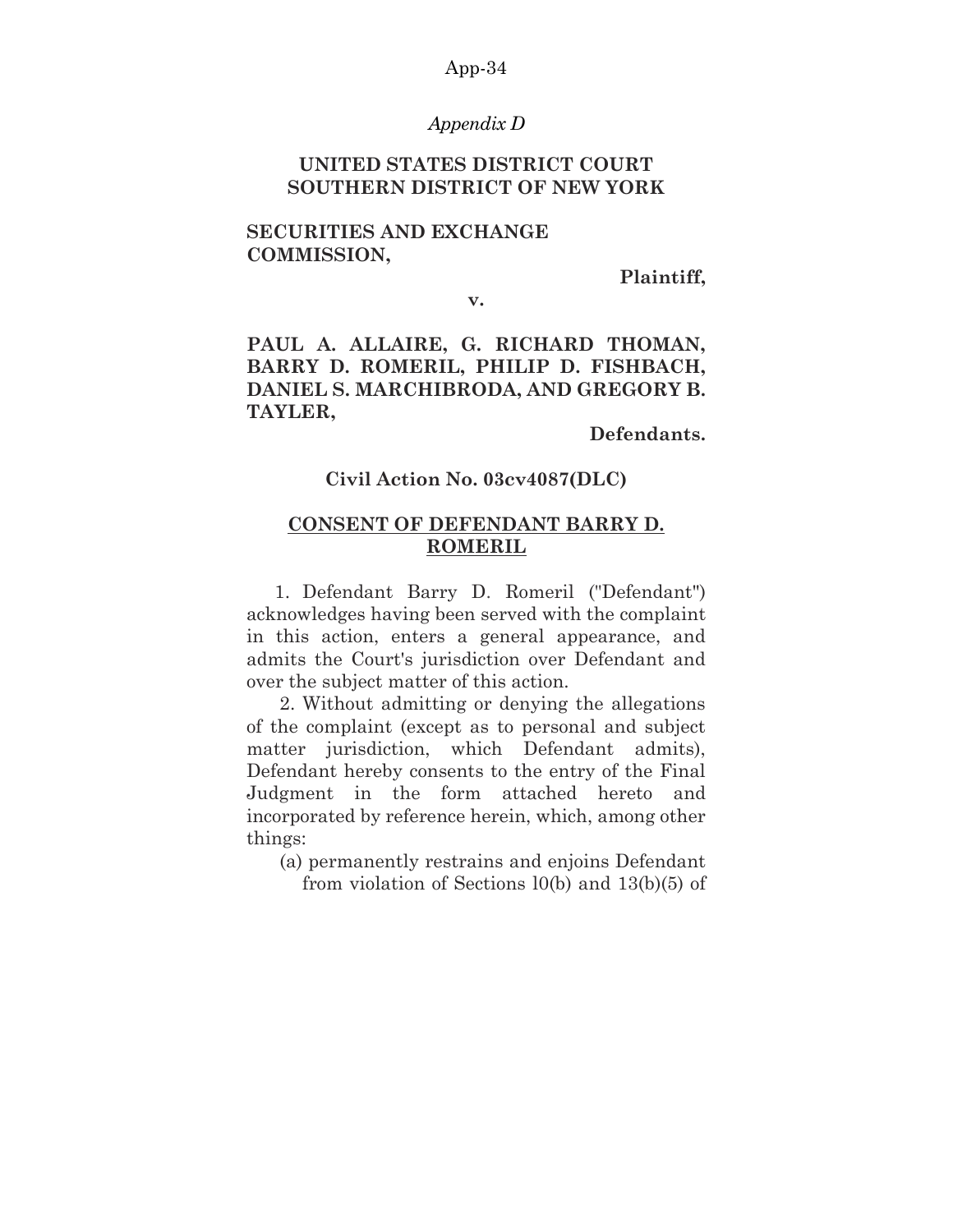*Appendix D*

**UNITED STATES DISTRICT COURT**
**SOUTHERN DISTRICT OF NEW YORK**

**SECURITIES AND EXCHANGE COMMISSION,**

**Plaintiff,**

**v.**

**PAUL A. ALLAIRE, G. RICHARD THOMAN, BARRY D. ROMERIL, PHILIP D. FISHBACH, DANIEL S. MARCHIBRODA, AND GREGORY B. TAYLER,**

**Defendants.**

**Civil Action No. 03cv4087(DLC)**

**CONSENT OF DEFENDANT BARRY D. ROMERIL**

1. Defendant Barry D. Romeril ("Defendant") acknowledges having been served with the complaint in this action, enters a general appearance, and admits the Court's jurisdiction over Defendant and over the subject matter of this action.

2. Without admitting or denying the allegations of the complaint (except as to personal and subject matter jurisdiction, which Defendant admits), Defendant hereby consents to the entry of the Final Judgment in the form attached hereto and incorporated by reference herein, which, among other things:

(a) permanently restrains and enjoins Defendant from violation of Sections l0(b) and 13(b)(5) of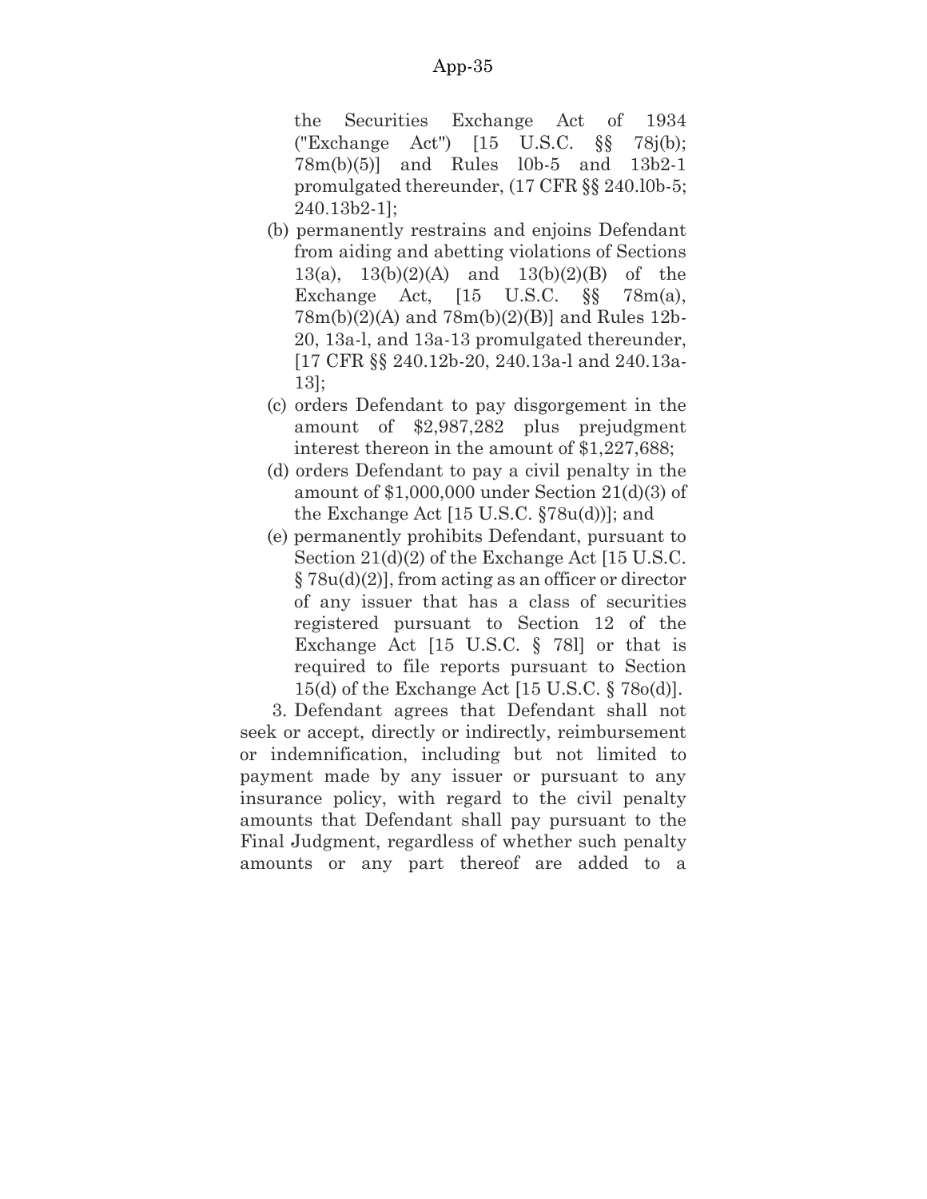the Securities Exchange Act of 1934 ("Exchange Act") [15 U.S.C. §§ 78j(b); 78m(b)(5)] and Rules l0b-5 and 13b2-1 promulgated thereunder, (17 CFR §§ 240.l0b-5; 240.13b2-1];

(b) permanently restrains and enjoins Defendant from aiding and abetting violations of Sections 13(a), 13(b)(2)(A) and 13(b)(2)(B) of the Exchange Act, [15 U.S.C. §§ 78m(a), 78m(b)(2)(A) and 78m(b)(2)(B)] and Rules 12b-20, 13a-l, and 13a-13 promulgated thereunder, [17 CFR §§ 240.12b-20, 240.13a-l and 240.13a-13];

(c) orders Defendant to pay disgorgement in the amount of $2,987,282 plus prejudgment interest thereon in the amount of $1,227,688;

(d) orders Defendant to pay a civil penalty in the amount of $1,000,000 under Section 21(d)(3) of the Exchange Act [15 U.S.C. §78u(d))]; and

(e) permanently prohibits Defendant, pursuant to Section 21(d)(2) of the Exchange Act [15 U.S.C. § 78u(d)(2)], from acting as an officer or director of any issuer that has a class of securities registered pursuant to Section 12 of the Exchange Act [15 U.S.C. § 78l] or that is required to file reports pursuant to Section 15(d) of the Exchange Act [15 U.S.C. § 78o(d)].

3. Defendant agrees that Defendant shall not seek or accept, directly or indirectly, reimbursement or indemnification, including but not limited to payment made by any issuer or pursuant to any insurance policy, with regard to the civil penalty amounts that Defendant shall pay pursuant to the Final Judgment, regardless of whether such penalty amounts or any part thereof are added to a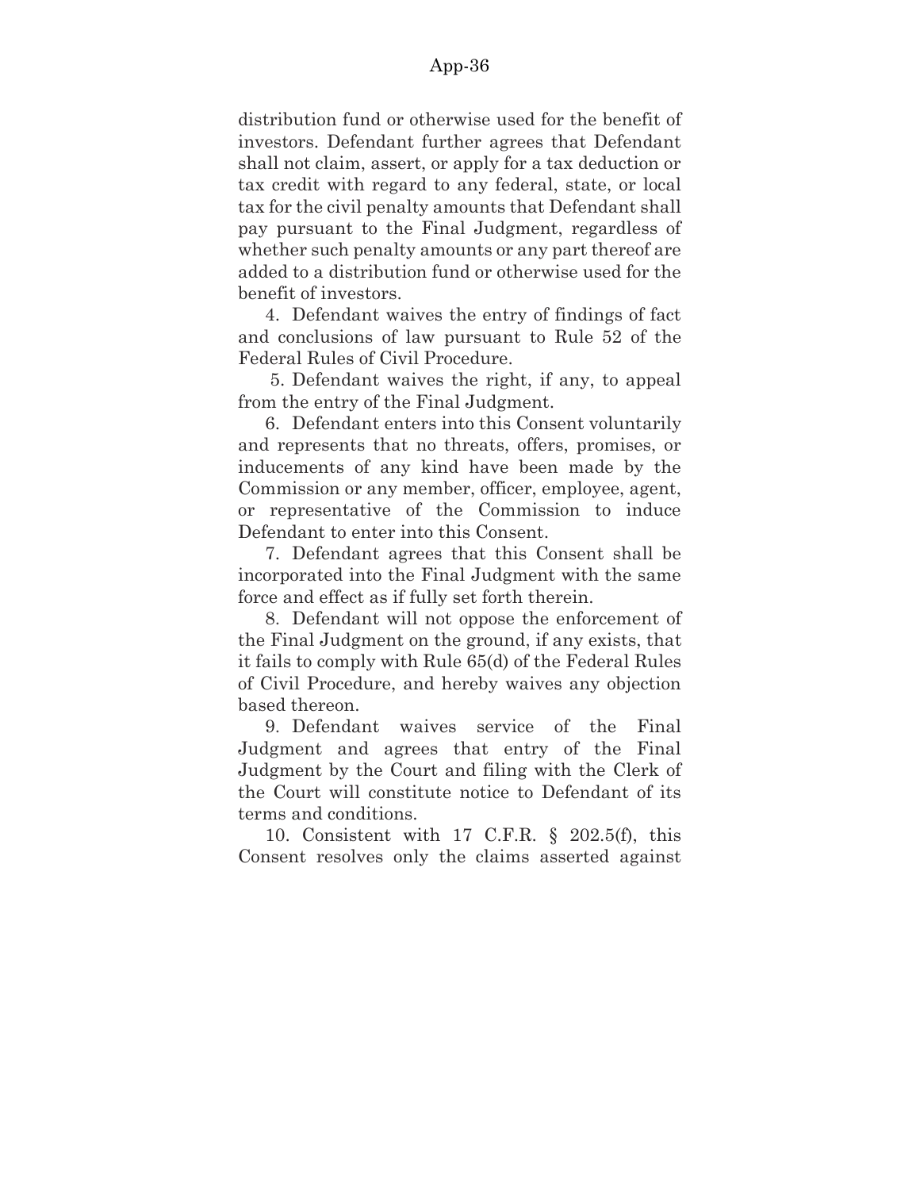distribution fund or otherwise used for the benefit of investors. Defendant further agrees that Defendant shall not claim, assert, or apply for a tax deduction or tax credit with regard to any federal, state, or local tax for the civil penalty amounts that Defendant shall pay pursuant to the Final Judgment, regardless of whether such penalty amounts or any part thereof are added to a distribution fund or otherwise used for the benefit of investors.

4. Defendant waives the entry of findings of fact and conclusions of law pursuant to Rule 52 of the Federal Rules of Civil Procedure.

5. Defendant waives the right, if any, to appeal from the entry of the Final Judgment.

6. Defendant enters into this Consent voluntarily and represents that no threats, offers, promises, or inducements of any kind have been made by the Commission or any member, officer, employee, agent, or representative of the Commission to induce Defendant to enter into this Consent.

7. Defendant agrees that this Consent shall be incorporated into the Final Judgment with the same force and effect as if fully set forth therein.

8. Defendant will not oppose the enforcement of the Final Judgment on the ground, if any exists, that it fails to comply with Rule 65(d) of the Federal Rules of Civil Procedure, and hereby waives any objection based thereon.

9. Defendant waives service of the Final Judgment and agrees that entry of the Final Judgment by the Court and filing with the Clerk of the Court will constitute notice to Defendant of its terms and conditions.

10. Consistent with 17 C.F.R. § 202.5(f), this Consent resolves only the claims asserted against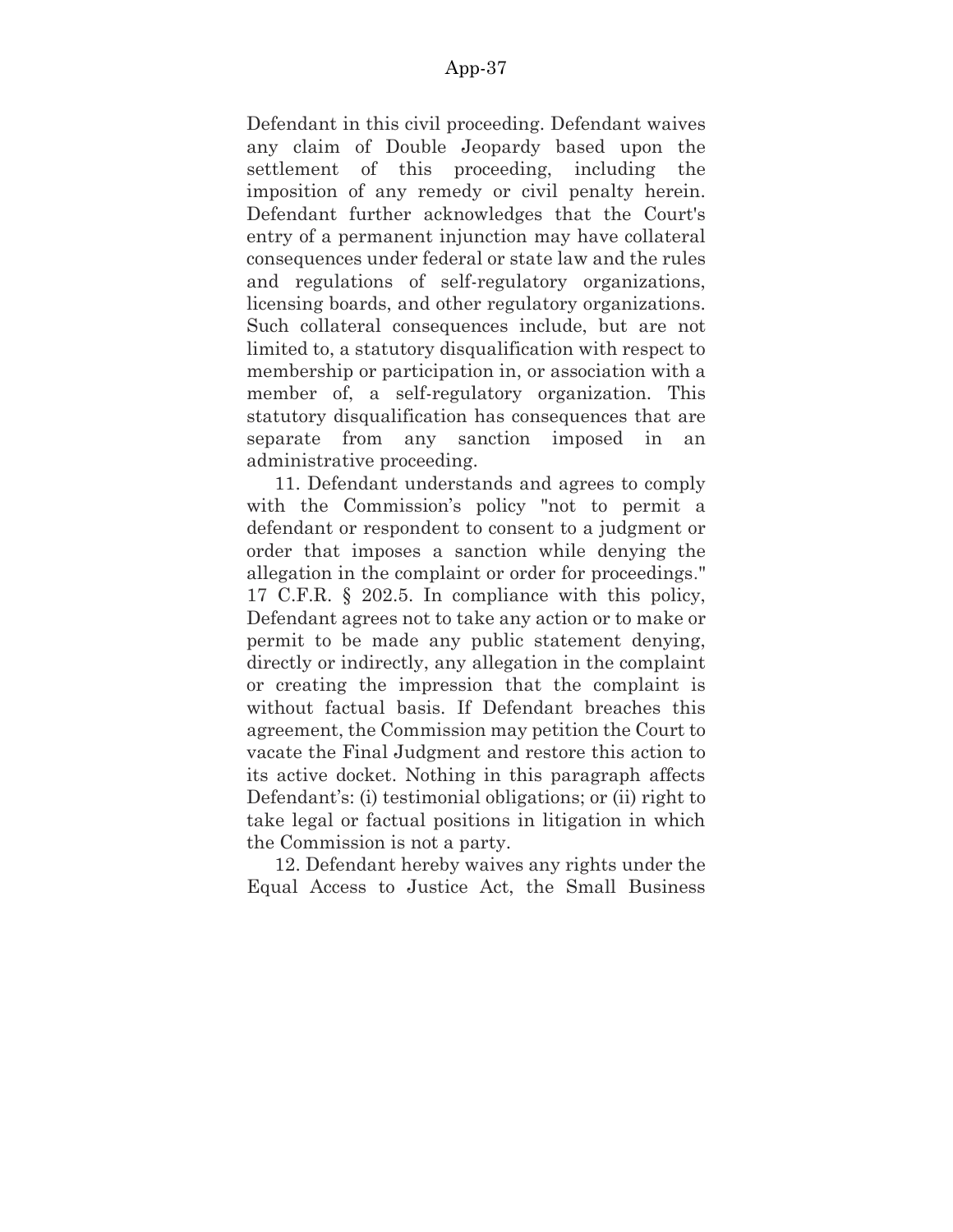Defendant in this civil proceeding. Defendant waives any claim of Double Jeopardy based upon the settlement of this proceeding, including the imposition of any remedy or civil penalty herein. Defendant further acknowledges that the Court's entry of a permanent injunction may have collateral consequences under federal or state law and the rules and regulations of self-regulatory organizations, licensing boards, and other regulatory organizations. Such collateral consequences include, but are not limited to, a statutory disqualification with respect to membership or participation in, or association with a member of, a self-regulatory organization. This statutory disqualification has consequences that are separate from any sanction imposed in an administrative proceeding.

11. Defendant understands and agrees to comply with the Commission's policy "not to permit a defendant or respondent to consent to a judgment or order that imposes a sanction while denying the allegation in the complaint or order for proceedings." 17 C.F.R. § 202.5. In compliance with this policy, Defendant agrees not to take any action or to make or permit to be made any public statement denying, directly or indirectly, any allegation in the complaint or creating the impression that the complaint is without factual basis. If Defendant breaches this agreement, the Commission may petition the Court to vacate the Final Judgment and restore this action to its active docket. Nothing in this paragraph affects Defendant's: (i) testimonial obligations; or (ii) right to take legal or factual positions in litigation in which the Commission is not a party.

12. Defendant hereby waives any rights under the Equal Access to Justice Act, the Small Business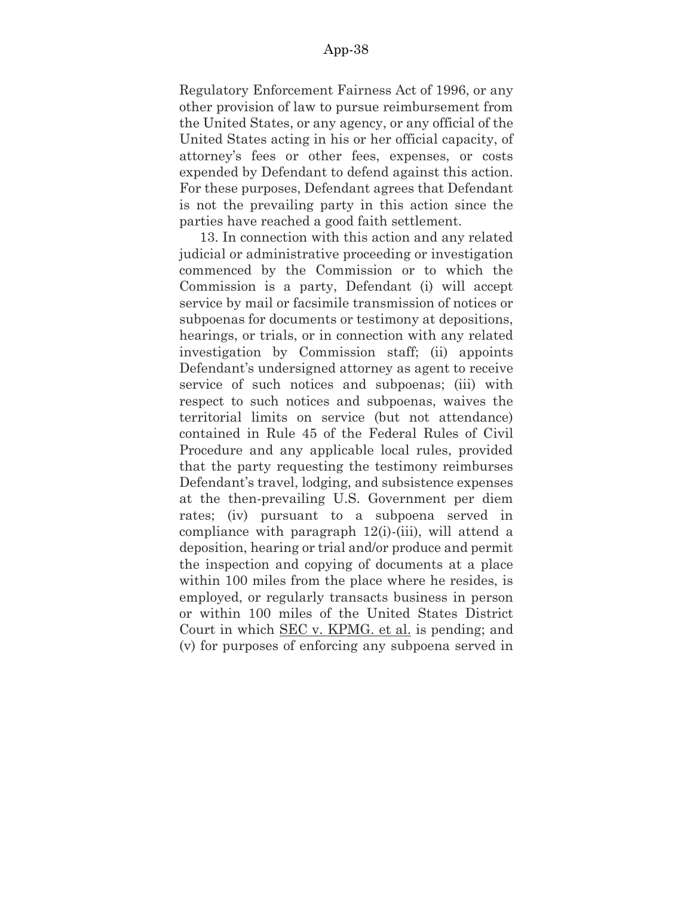Regulatory Enforcement Fairness Act of 1996, or any other provision of law to pursue reimbursement from the United States, or any agency, or any official of the United States acting in his or her official capacity, of attorney's fees or other fees, expenses, or costs expended by Defendant to defend against this action. For these purposes, Defendant agrees that Defendant is not the prevailing party in this action since the parties have reached a good faith settlement.

13. In connection with this action and any related judicial or administrative proceeding or investigation commenced by the Commission or to which the Commission is a party, Defendant (i) will accept service by mail or facsimile transmission of notices or subpoenas for documents or testimony at depositions, hearings, or trials, or in connection with any related investigation by Commission staff; (ii) appoints Defendant's undersigned attorney as agent to receive service of such notices and subpoenas; (iii) with respect to such notices and subpoenas, waives the territorial limits on service (but not attendance) contained in Rule 45 of the Federal Rules of Civil Procedure and any applicable local rules, provided that the party requesting the testimony reimburses Defendant's travel, lodging, and subsistence expenses at the then-prevailing U.S. Government per diem rates; (iv) pursuant to a subpoena served in compliance with paragraph 12(i)-(iii), will attend a deposition, hearing or trial and/or produce and permit the inspection and copying of documents at a place within 100 miles from the place where he resides, is employed, or regularly transacts business in person or within 100 miles of the United States District Court in which <u>SEC v. KPMG. et al.</u> is pending; and (v) for purposes of enforcing any subpoena served in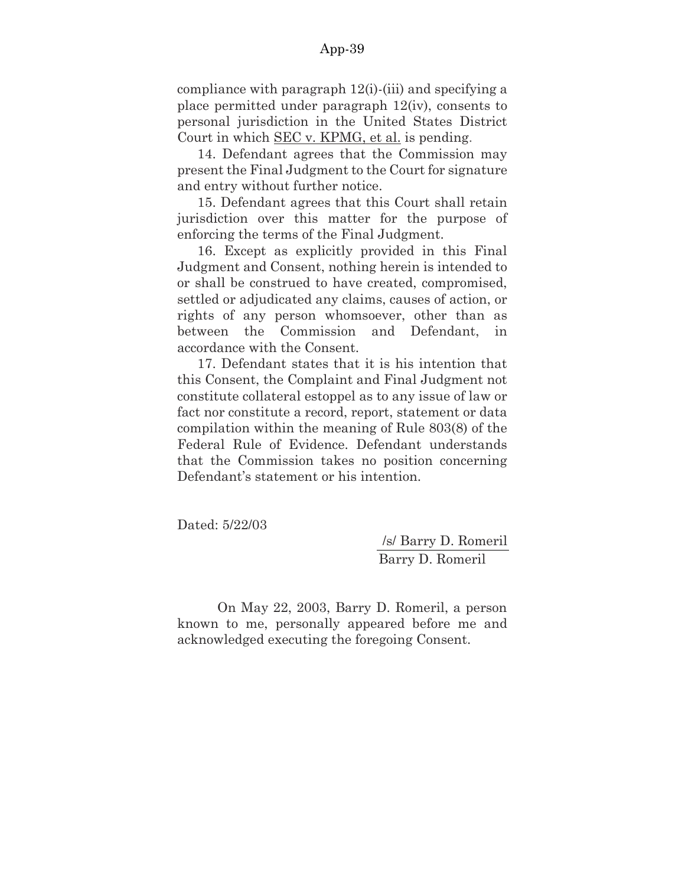compliance with paragraph 12(i)-(iii) and specifying a place permitted under paragraph 12(iv), consents to personal jurisdiction in the United States District Court in which SEC v. KPMG, et al. is pending.

14. Defendant agrees that the Commission may present the Final Judgment to the Court for signature and entry without further notice.

15. Defendant agrees that this Court shall retain jurisdiction over this matter for the purpose of enforcing the terms of the Final Judgment.

16. Except as explicitly provided in this Final Judgment and Consent, nothing herein is intended to or shall be construed to have created, compromised, settled or adjudicated any claims, causes of action, or rights of any person whomsoever, other than as between the Commission and Defendant, in accordance with the Consent.

17. Defendant states that it is his intention that this Consent, the Complaint and Final Judgment not constitute collateral estoppel as to any issue of law or fact nor constitute a record, report, statement or data compilation within the meaning of Rule 803(8) of the Federal Rule of Evidence. Defendant understands that the Commission takes no position concerning Defendant's statement or his intention.

Dated: 5/22/03

/s/ Barry D. Romeril
Barry D. Romeril

On May 22, 2003, Barry D. Romeril, a person known to me, personally appeared before me and acknowledged executing the foregoing Consent.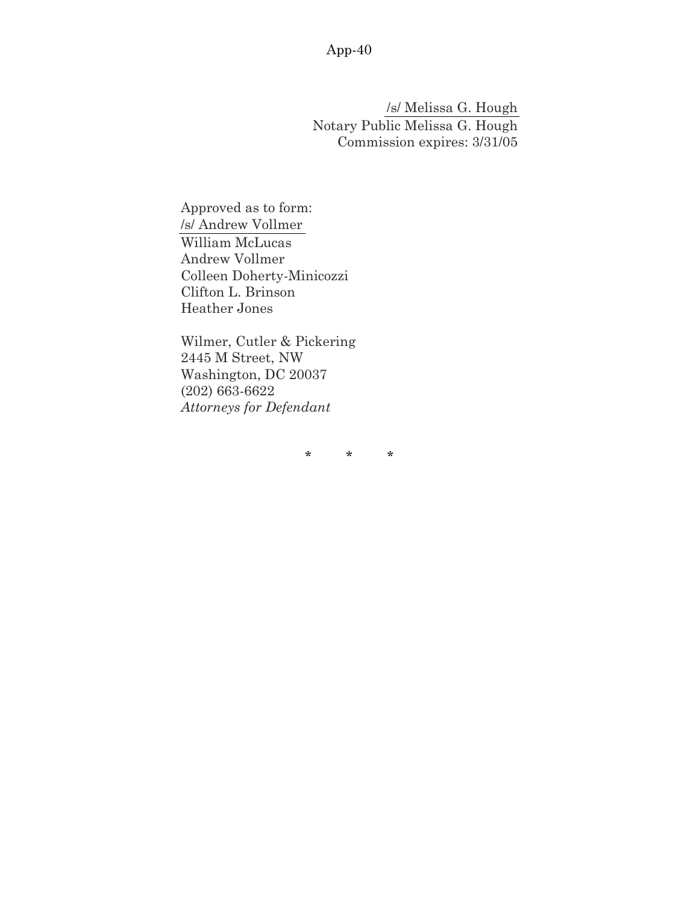/s/ Melissa G. Hough
Notary Public Melissa G. Hough
Commission expires: 3/31/05

Approved as to form:
/s/ Andrew Vollmer
William McLucas
Andrew Vollmer
Colleen Doherty-Minicozzi
Clifton L. Brinson
Heather Jones

Wilmer, Cutler & Pickering
2445 M Street, NW
Washington, DC 20037
(202) 663-6622
*Attorneys for Defendant*

\* \* \*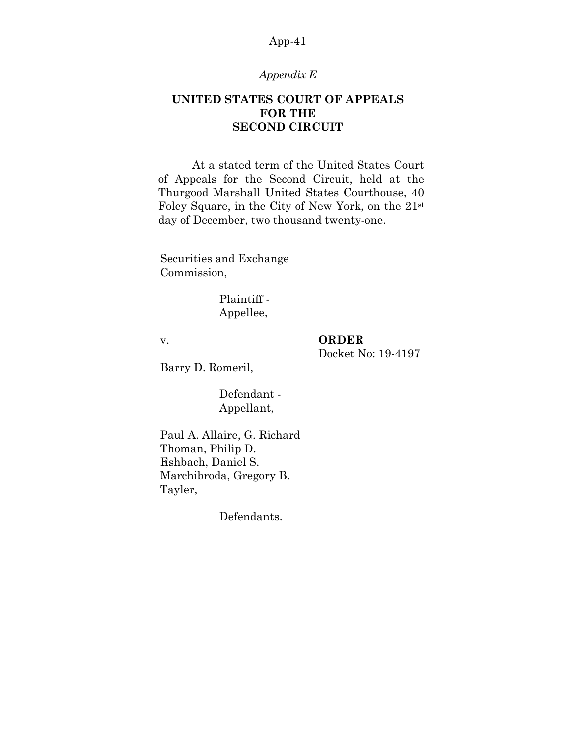*Appendix E*

**UNITED STATES COURT OF APPEALS FOR THE SECOND CIRCUIT**

---

At a stated term of the United States Court of Appeals for the Second Circuit, held at the Thurgood Marshall United States Courthouse, 40 Foley Square, in the City of New York, on the 21st day of December, two thousand twenty-one.

---

Securities and Exchange Commission,

Plaintiff - Appellee,

v.

Barry D. Romeril,

Defendant - Appellant,

Paul A. Allaire, G. Richard Thoman, Philip D. Fishbach, Daniel S. Marchibroda, Gregory B. Tayler,

Defendants.

---

**ORDER**

Docket No: 19-4197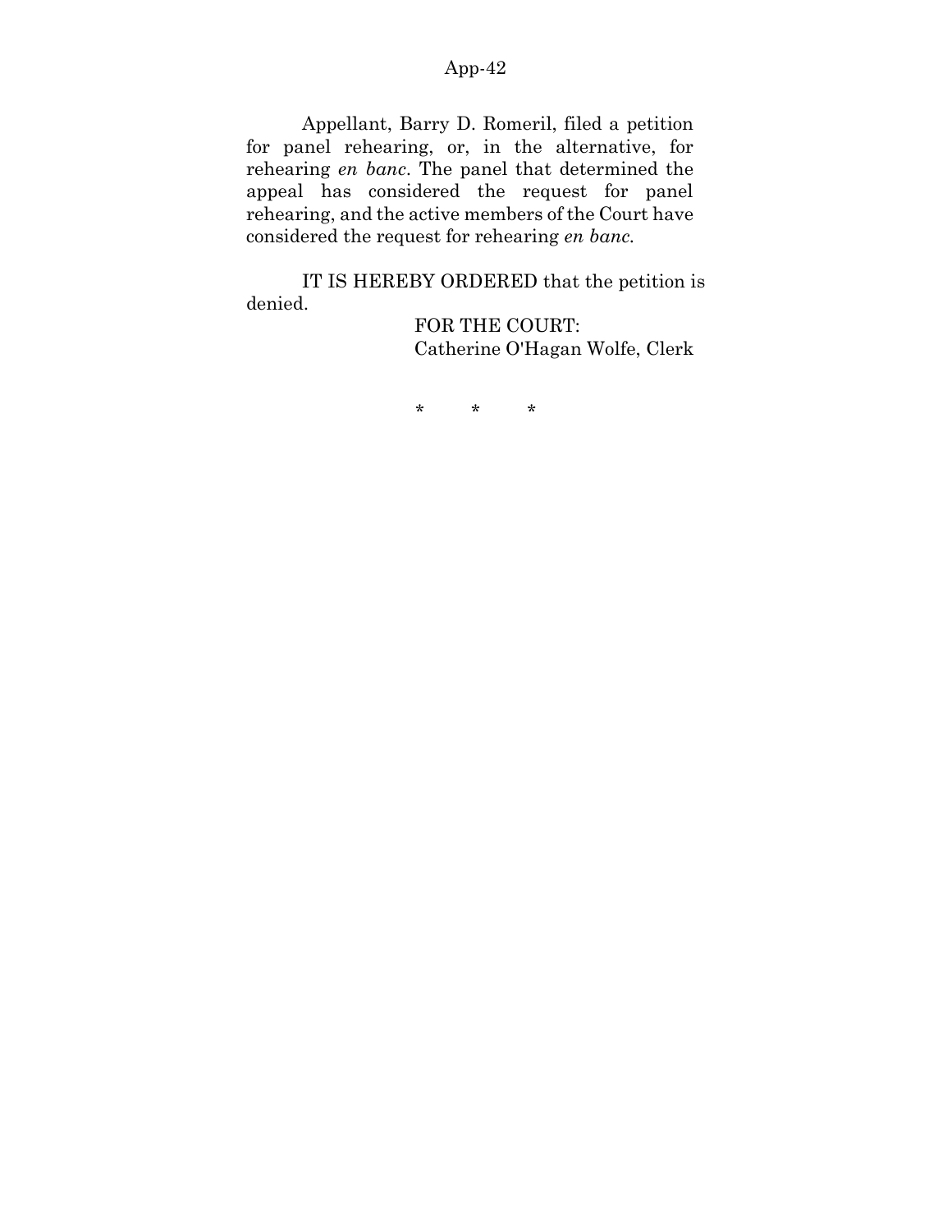Appellant, Barry D. Romeril, filed a petition for panel rehearing, or, in the alternative, for rehearing *en banc*. The panel that determined the appeal has considered the request for panel rehearing, and the active members of the Court have considered the request for rehearing *en banc*.

IT IS HEREBY ORDERED that the petition is denied.

FOR THE COURT:
Catherine O'Hagan Wolfe, Clerk

\* \* \*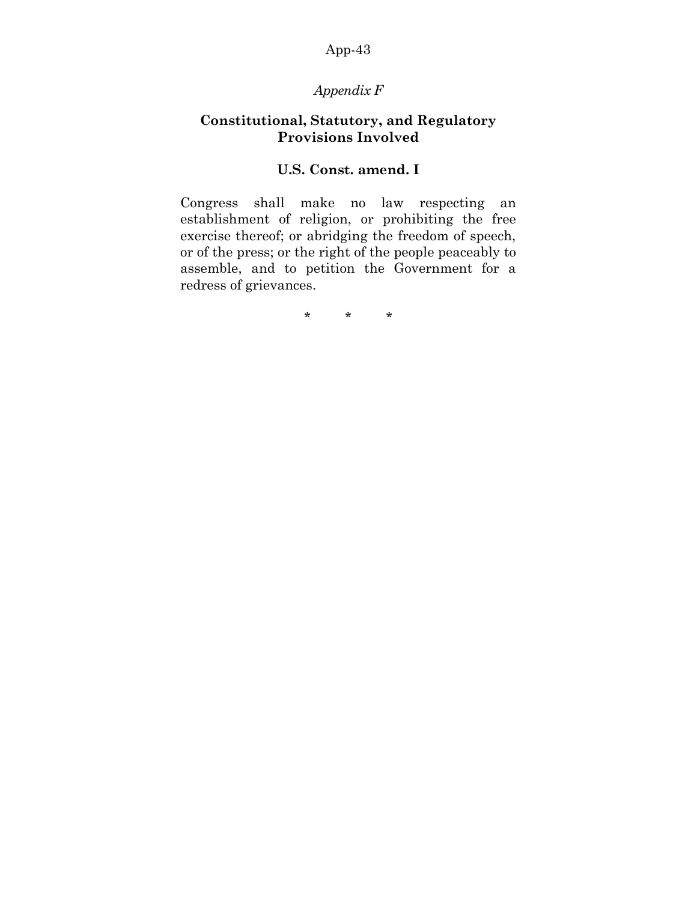*Appendix F*

## Constitutional, Statutory, and Regulatory Provisions Involved

### U.S. Const. amend. I

Congress shall make no law respecting an establishment of religion, or prohibiting the free exercise thereof; or abridging the freedom of speech, or of the press; or the right of the people peaceably to assemble, and to petition the Government for a redress of grievances.

\* \* \*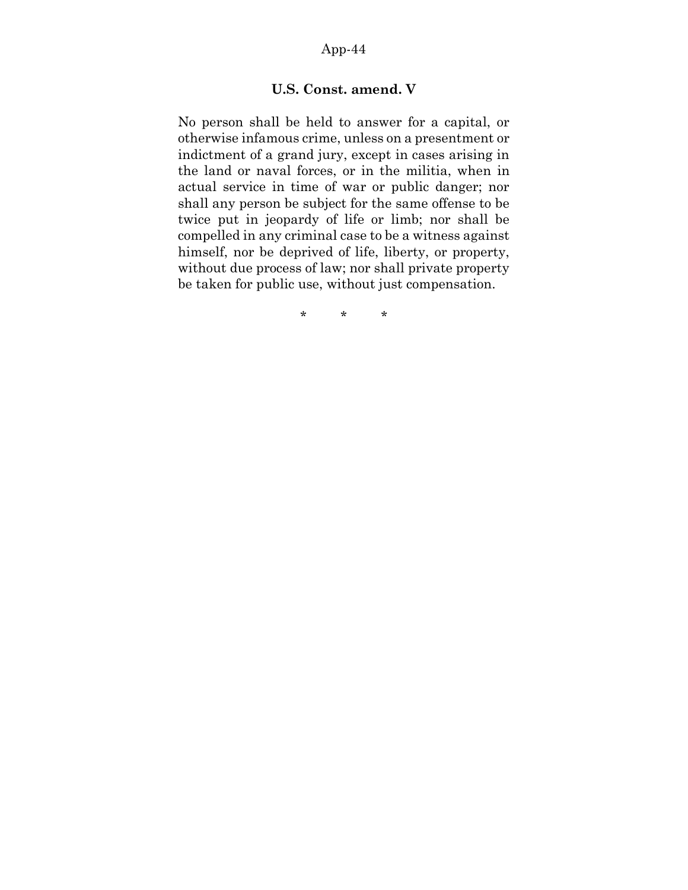## U.S. Const. amend. V

No person shall be held to answer for a capital, or otherwise infamous crime, unless on a presentment or indictment of a grand jury, except in cases arising in the land or naval forces, or in the militia, when in actual service in time of war or public danger; nor shall any person be subject for the same offense to be twice put in jeopardy of life or limb; nor shall be compelled in any criminal case to be a witness against himself, nor be deprived of life, liberty, or property, without due process of law; nor shall private property be taken for public use, without just compensation.

\* \* \*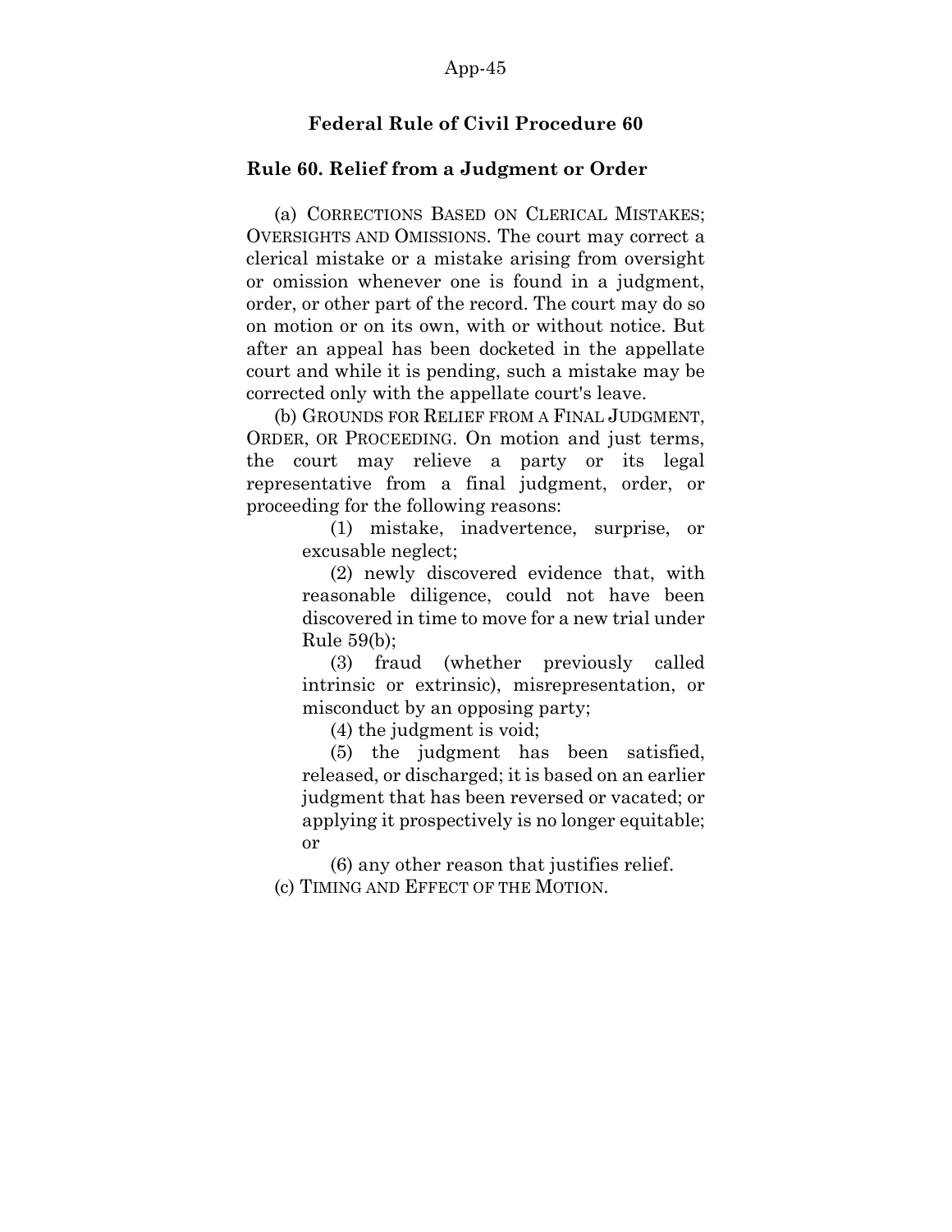## Federal Rule of Civil Procedure 60

### Rule 60. Relief from a Judgment or Order

(a) CORRECTIONS BASED ON CLERICAL MISTAKES; OVERSIGHTS AND OMISSIONS. The court may correct a clerical mistake or a mistake arising from oversight or omission whenever one is found in a judgment, order, or other part of the record. The court may do so on motion or on its own, with or without notice. But after an appeal has been docketed in the appellate court and while it is pending, such a mistake may be corrected only with the appellate court's leave.

(b) GROUNDS FOR RELIEF FROM A FINAL JUDGMENT, ORDER, OR PROCEEDING. On motion and just terms, the court may relieve a party or its legal representative from a final judgment, order, or proceeding for the following reasons:

> (1) mistake, inadvertence, surprise, or excusable neglect;
>
> (2) newly discovered evidence that, with reasonable diligence, could not have been discovered in time to move for a new trial under Rule 59(b);
>
> (3) fraud (whether previously called intrinsic or extrinsic), misrepresentation, or misconduct by an opposing party;
>
> (4) the judgment is void;
>
> (5) the judgment has been satisfied, released, or discharged; it is based on an earlier judgment that has been reversed or vacated; or applying it prospectively is no longer equitable; or
>
> (6) any other reason that justifies relief.

(c) TIMING AND EFFECT OF THE MOTION.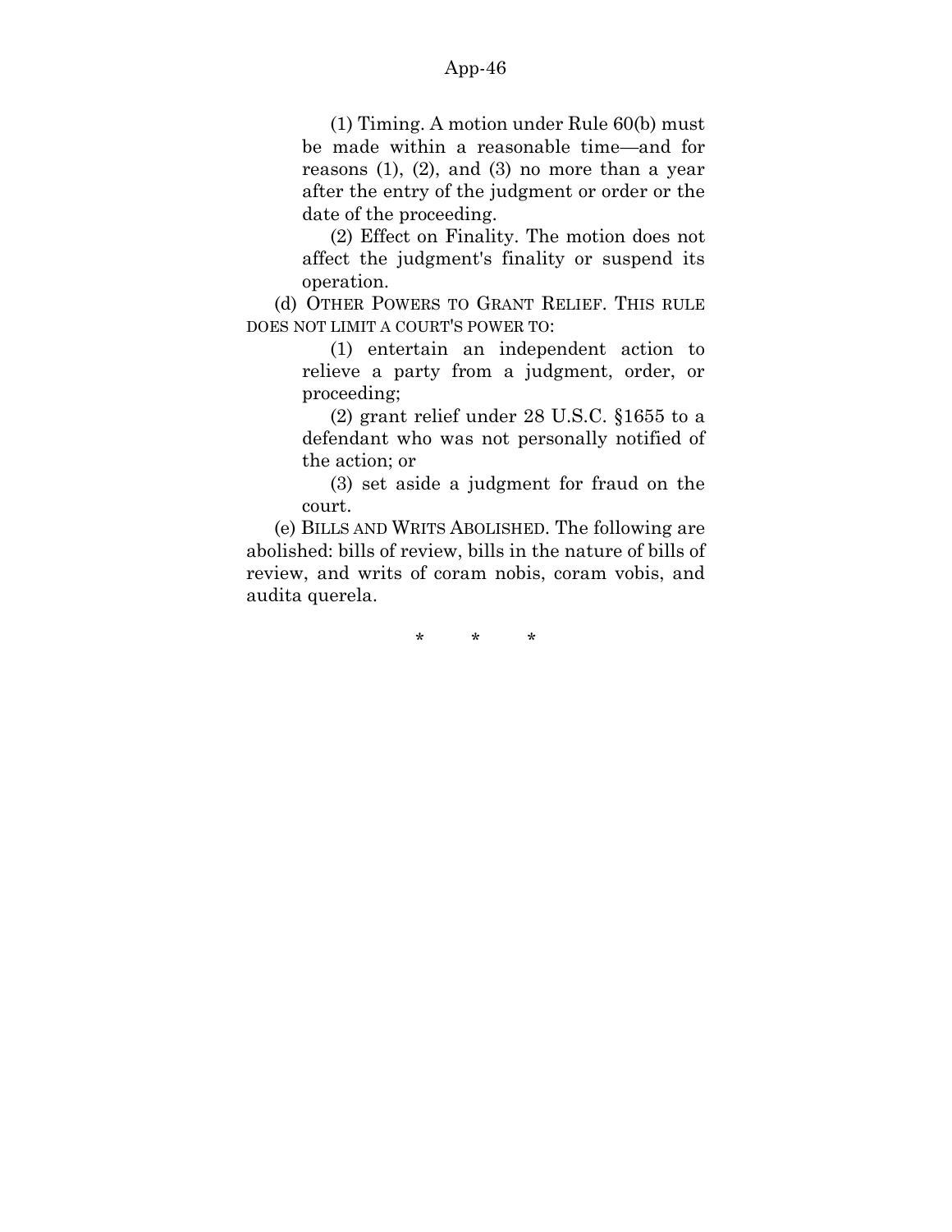(1) Timing. A motion under Rule 60(b) must be made within a reasonable time—and for reasons (1), (2), and (3) no more than a year after the entry of the judgment or order or the date of the proceeding.

(2) Effect on Finality. The motion does not affect the judgment's finality or suspend its operation.

(d) OTHER POWERS TO GRANT RELIEF. THIS RULE DOES NOT LIMIT A COURT'S POWER TO:

(1) entertain an independent action to relieve a party from a judgment, order, or proceeding;

(2) grant relief under 28 U.S.C. §1655 to a defendant who was not personally notified of the action; or

(3) set aside a judgment for fraud on the court.

(e) BILLS AND WRITS ABOLISHED. The following are abolished: bills of review, bills in the nature of bills of review, and writs of coram nobis, coram vobis, and audita querela.

\* \* \*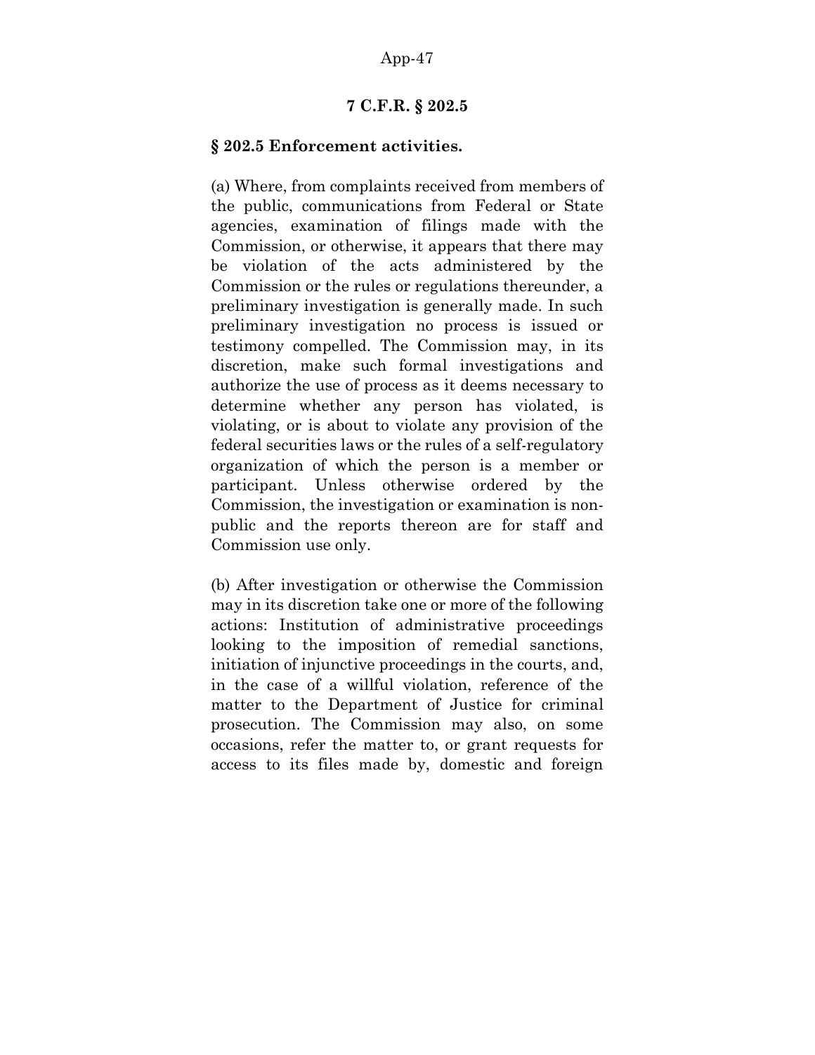## 7 C.F.R. § 202.5

### § 202.5 Enforcement activities.

(a) Where, from complaints received from members of the public, communications from Federal or State agencies, examination of filings made with the Commission, or otherwise, it appears that there may be violation of the acts administered by the Commission or the rules or regulations thereunder, a preliminary investigation is generally made. In such preliminary investigation no process is issued or testimony compelled. The Commission may, in its discretion, make such formal investigations and authorize the use of process as it deems necessary to determine whether any person has violated, is violating, or is about to violate any provision of the federal securities laws or the rules of a self-regulatory organization of which the person is a member or participant. Unless otherwise ordered by the Commission, the investigation or examination is non-public and the reports thereon are for staff and Commission use only.

(b) After investigation or otherwise the Commission may in its discretion take one or more of the following actions: Institution of administrative proceedings looking to the imposition of remedial sanctions, initiation of injunctive proceedings in the courts, and, in the case of a willful violation, reference of the matter to the Department of Justice for criminal prosecution. The Commission may also, on some occasions, refer the matter to, or grant requests for access to its files made by, domestic and foreign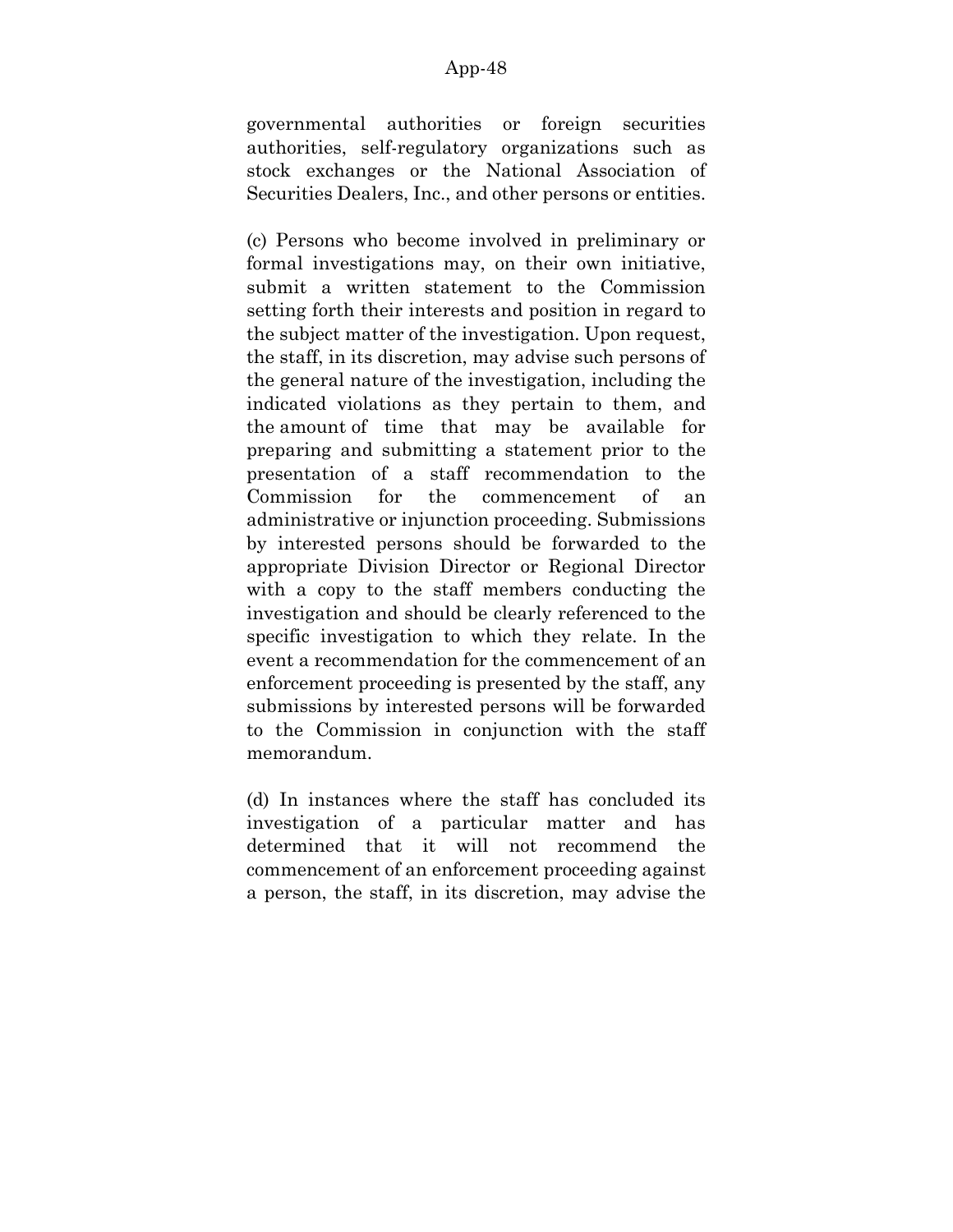governmental authorities or foreign securities authorities, self-regulatory organizations such as stock exchanges or the National Association of Securities Dealers, Inc., and other persons or entities.

(c) Persons who become involved in preliminary or formal investigations may, on their own initiative, submit a written statement to the Commission setting forth their interests and position in regard to the subject matter of the investigation. Upon request, the staff, in its discretion, may advise such persons of the general nature of the investigation, including the indicated violations as they pertain to them, and the amount of time that may be available for preparing and submitting a statement prior to the presentation of a staff recommendation to the Commission for the commencement of an administrative or injunction proceeding. Submissions by interested persons should be forwarded to the appropriate Division Director or Regional Director with a copy to the staff members conducting the investigation and should be clearly referenced to the specific investigation to which they relate. In the event a recommendation for the commencement of an enforcement proceeding is presented by the staff, any submissions by interested persons will be forwarded to the Commission in conjunction with the staff memorandum.

(d) In instances where the staff has concluded its investigation of a particular matter and has determined that it will not recommend the commencement of an enforcement proceeding against a person, the staff, in its discretion, may advise the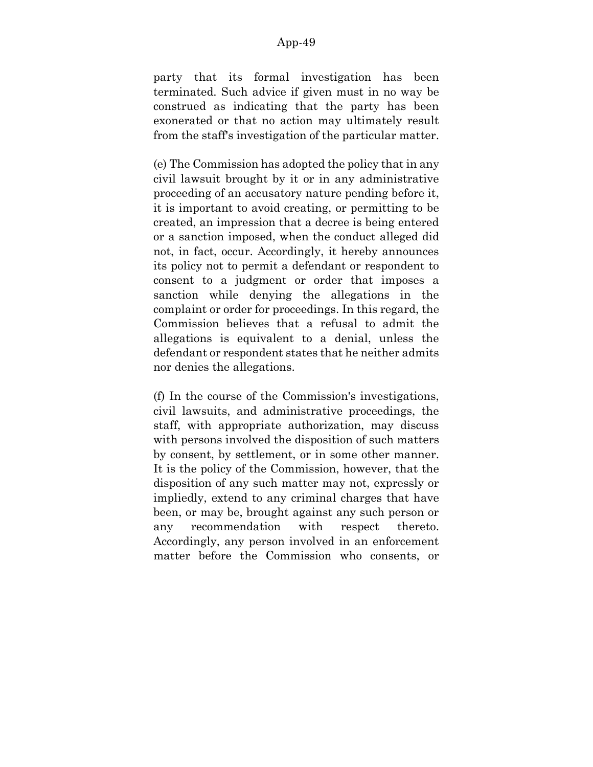party that its formal investigation has been terminated. Such advice if given must in no way be construed as indicating that the party has been exonerated or that no action may ultimately result from the staff's investigation of the particular matter.

(e) The Commission has adopted the policy that in any civil lawsuit brought by it or in any administrative proceeding of an accusatory nature pending before it, it is important to avoid creating, or permitting to be created, an impression that a decree is being entered or a sanction imposed, when the conduct alleged did not, in fact, occur. Accordingly, it hereby announces its policy not to permit a defendant or respondent to consent to a judgment or order that imposes a sanction while denying the allegations in the complaint or order for proceedings. In this regard, the Commission believes that a refusal to admit the allegations is equivalent to a denial, unless the defendant or respondent states that he neither admits nor denies the allegations.

(f) In the course of the Commission's investigations, civil lawsuits, and administrative proceedings, the staff, with appropriate authorization, may discuss with persons involved the disposition of such matters by consent, by settlement, or in some other manner. It is the policy of the Commission, however, that the disposition of any such matter may not, expressly or impliedly, extend to any criminal charges that have been, or may be, brought against any such person or any recommendation with respect thereto. Accordingly, any person involved in an enforcement matter before the Commission who consents, or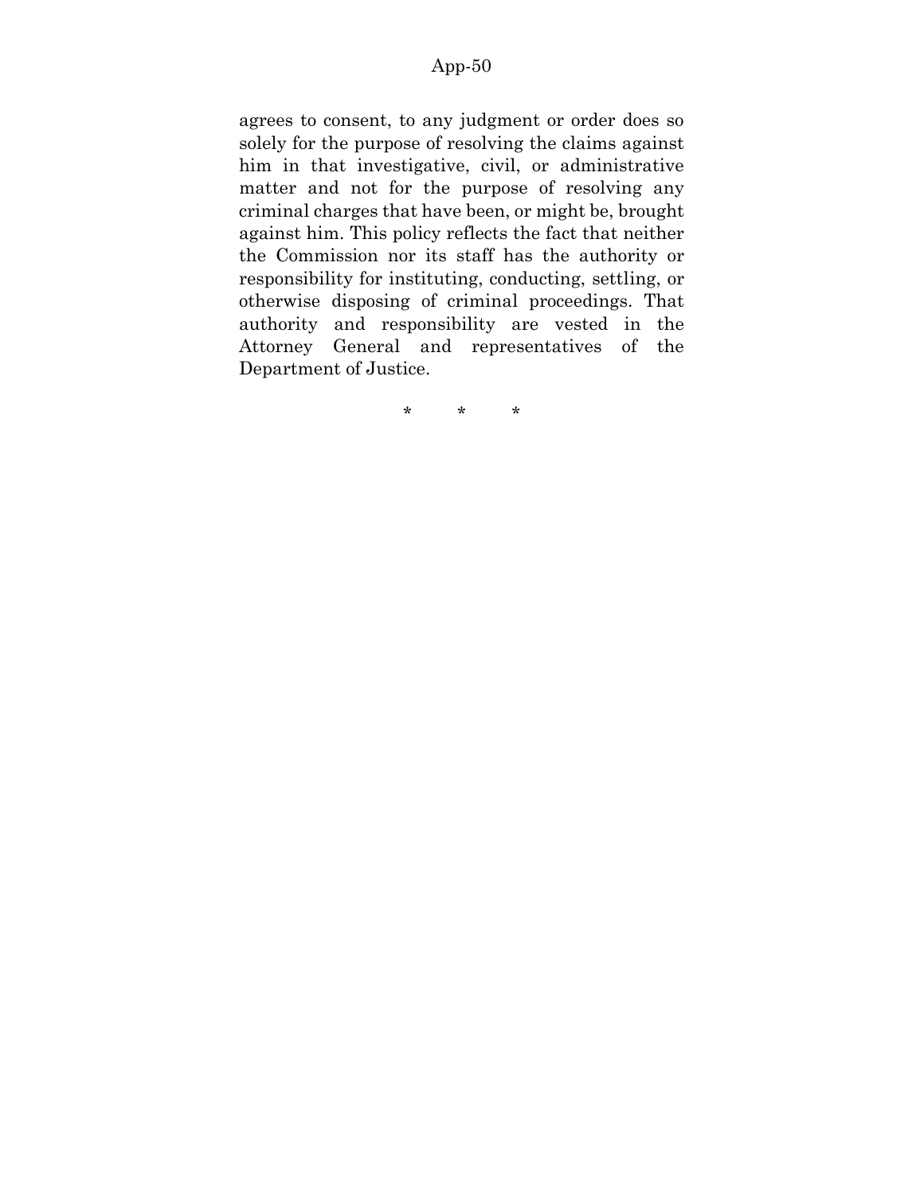agrees to consent, to any judgment or order does so solely for the purpose of resolving the claims against him in that investigative, civil, or administrative matter and not for the purpose of resolving any criminal charges that have been, or might be, brought against him. This policy reflects the fact that neither the Commission nor its staff has the authority or responsibility for instituting, conducting, settling, or otherwise disposing of criminal proceedings. That authority and responsibility are vested in the Attorney General and representatives of the Department of Justice.

\* \* \*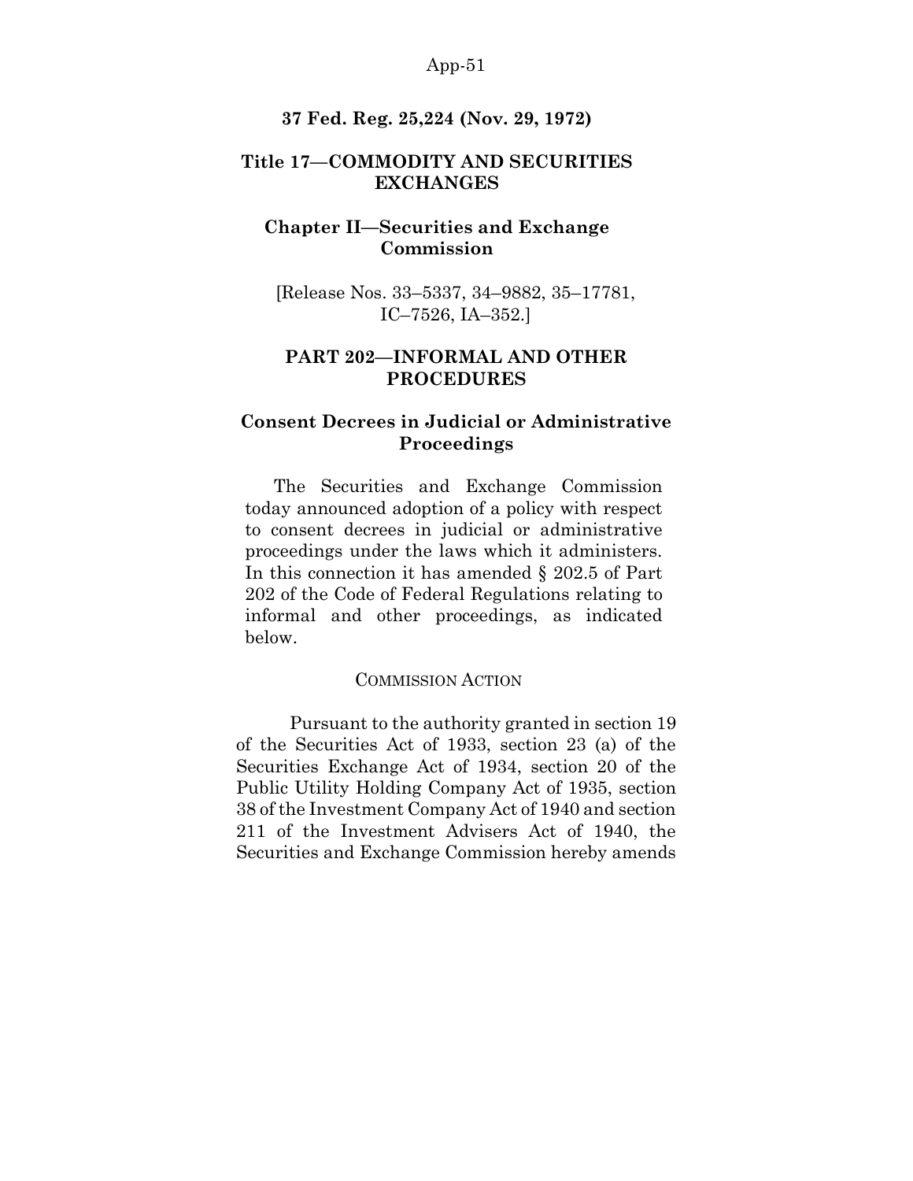**37 Fed. Reg. 25,224 (Nov. 29, 1972)**

## Title 17—COMMODITY AND SECURITIES EXCHANGES

## Chapter II—Securities and Exchange Commission

[Release Nos. 33–5337, 34–9882, 35–17781, IC–7526, IA–352.]

## PART 202—INFORMAL AND OTHER PROCEDURES

## Consent Decrees in Judicial or Administrative Proceedings

The Securities and Exchange Commission today announced adoption of a policy with respect to consent decrees in judicial or administrative proceedings under the laws which it administers. In this connection it has amended § 202.5 of Part 202 of the Code of Federal Regulations relating to informal and other proceedings, as indicated below.

COMMISSION ACTION

Pursuant to the authority granted in section 19 of the Securities Act of 1933, section 23 (a) of the Securities Exchange Act of 1934, section 20 of the Public Utility Holding Company Act of 1935, section 38 of the Investment Company Act of 1940 and section 211 of the Investment Advisers Act of 1940, the Securities and Exchange Commission hereby amends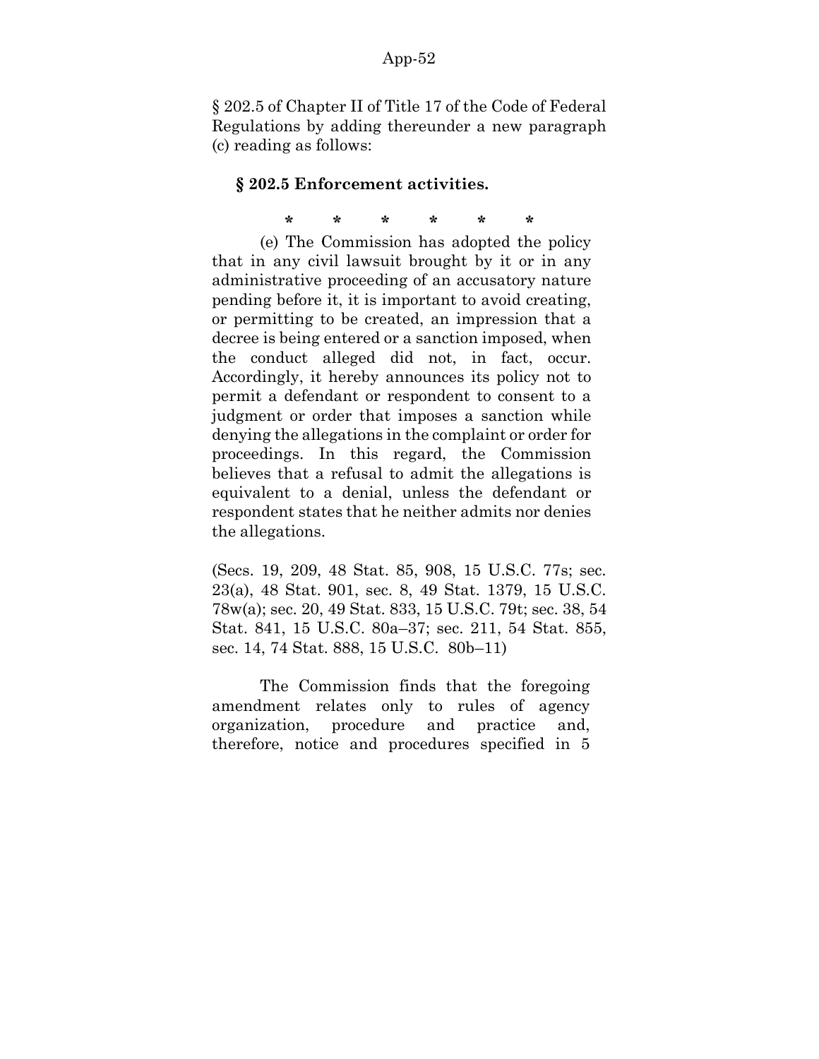§ 202.5 of Chapter II of Title 17 of the Code of Federal Regulations by adding thereunder a new paragraph (c) reading as follows:

**§ 202.5 Enforcement activities.**

\* \* \* \* \* \*

(e) The Commission has adopted the policy that in any civil lawsuit brought by it or in any administrative proceeding of an accusatory nature pending before it, it is important to avoid creating, or permitting to be created, an impression that a decree is being entered or a sanction imposed, when the conduct alleged did not, in fact, occur. Accordingly, it hereby announces its policy not to permit a defendant or respondent to consent to a judgment or order that imposes a sanction while denying the allegations in the complaint or order for proceedings. In this regard, the Commission believes that a refusal to admit the allegations is equivalent to a denial, unless the defendant or respondent states that he neither admits nor denies the allegations.

(Secs. 19, 209, 48 Stat. 85, 908, 15 U.S.C. 77s; sec. 23(a), 48 Stat. 901, sec. 8, 49 Stat. 1379, 15 U.S.C. 78w(a); sec. 20, 49 Stat. 833, 15 U.S.C. 79t; sec. 38, 54 Stat. 841, 15 U.S.C. 80a–37; sec. 211, 54 Stat. 855, sec. 14, 74 Stat. 888, 15 U.S.C. 80b–11)

The Commission finds that the foregoing amendment relates only to rules of agency organization, procedure and practice and, therefore, notice and procedures specified in 5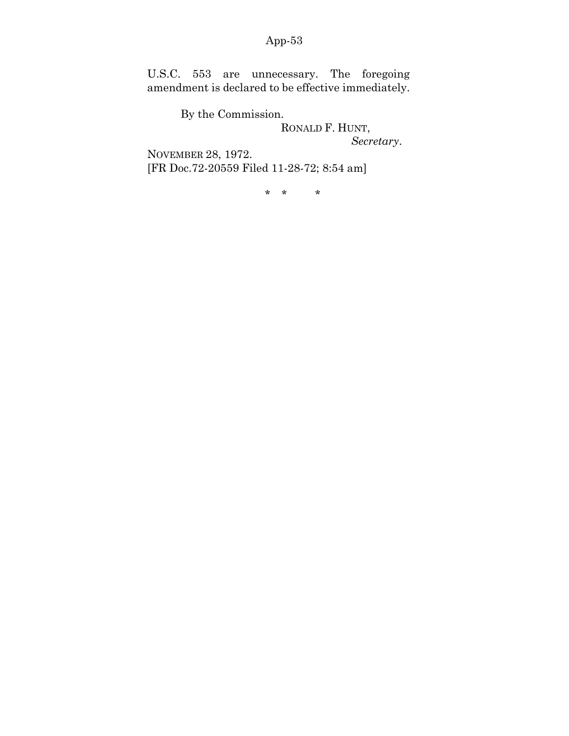U.S.C. 553 are unnecessary. The foregoing amendment is declared to be effective immediately.

By the Commission.

RONALD F. HUNT,
*Secretary*.

NOVEMBER 28, 1972.
[FR Doc.72-20559 Filed 11-28-72; 8:54 am]

\* \* \*